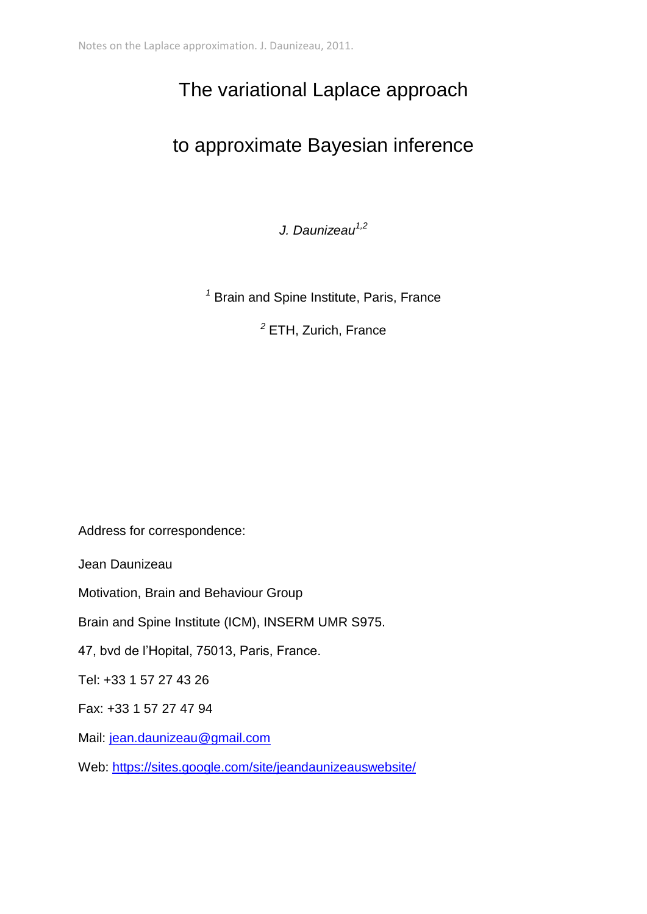# The variational Laplace approach

# to approximate Bayesian inference

*J. Daunizeau*[1,2]

[1] Brain and Spine Institute, Paris, France

[2] ETH, Zurich, France

Address for correspondence:

Jean Daunizeau

Motivation, Brain and Behaviour Group

Brain and Spine Institute (ICM), INSERM UMR S975.

47, bvd de l'Hopital, 75013, Paris, France.

Tel: +33 1 57 27 43 26

Fax: +33 1 57 27 47 94

Mail: [jean.daunizeau@gmail.com](mailto:jean.daunizeau@gmail.com)

Web: [https://sites.google.com/site/jeandaunizeauswebsite/](https://sites.google.com/site/jeandaunizeauswebsite/)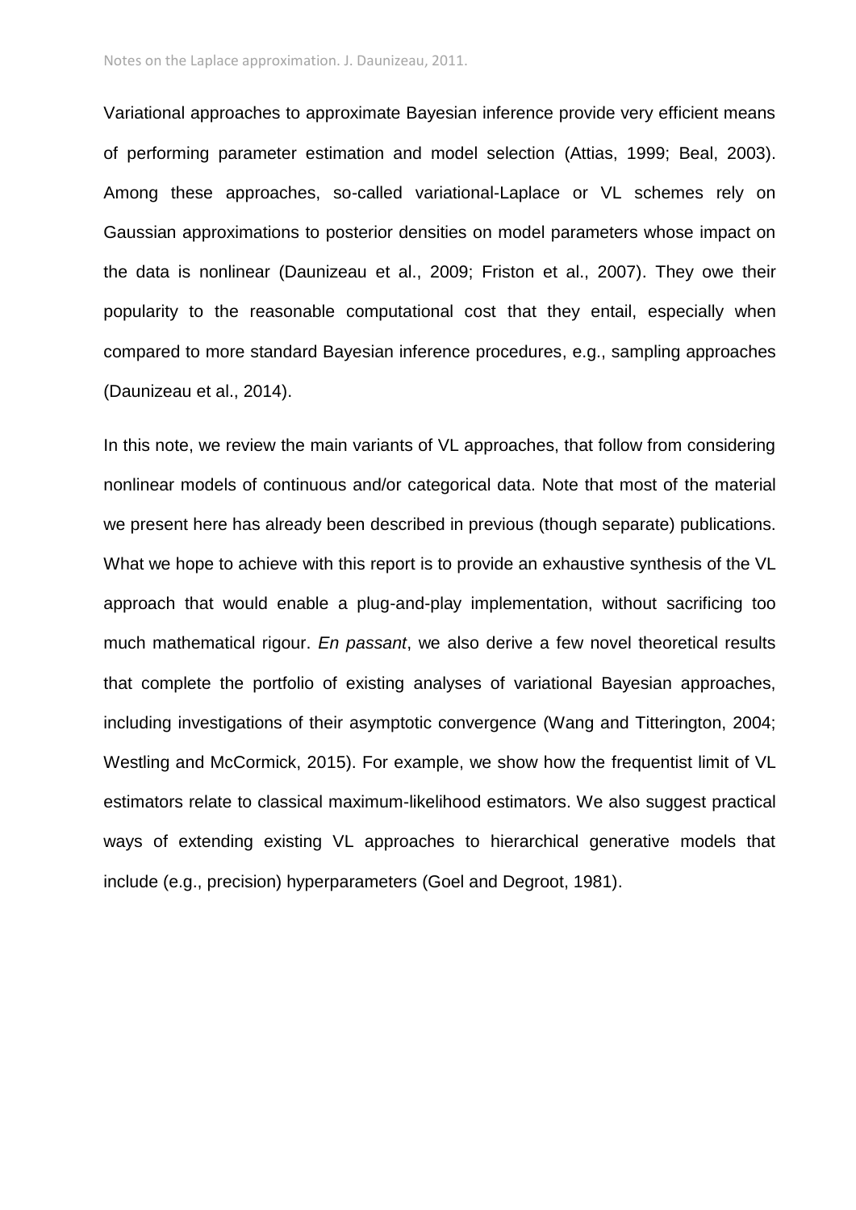Variational approaches to approximate Bayesian inference provide very efficient means of performing parameter estimation and model selection (Attias, 1999; Beal, 2003). Among these approaches, so-called variational-Laplace or VL schemes rely on Gaussian approximations to posterior densities on model parameters whose impact on the data is nonlinear (Daunizeau et al., 2009; Friston et al., 2007). They owe their popularity to the reasonable computational cost that they entail, especially when compared to more standard Bayesian inference procedures, e.g., sampling approaches (Daunizeau et al., 2014).

In this note, we review the main variants of VL approaches, that follow from considering nonlinear models of continuous and/or categorical data. Note that most of the material we present here has already been described in previous (though separate) publications. What we hope to achieve with this report is to provide an exhaustive synthesis of the VL approach that would enable a plug-and-play implementation, without sacrificing too much mathematical rigour. *En passant*, we also derive a few novel theoretical results that complete the portfolio of existing analyses of variational Bayesian approaches, including investigations of their asymptotic convergence (Wang and Titterington, 2004; Westling and McCormick, 2015). For example, we show how the frequentist limit of VL estimators relate to classical maximum-likelihood estimators. We also suggest practical ways of extending existing VL approaches to hierarchical generative models that include (e.g., precision) hyperparameters (Goel and Degroot, 1981).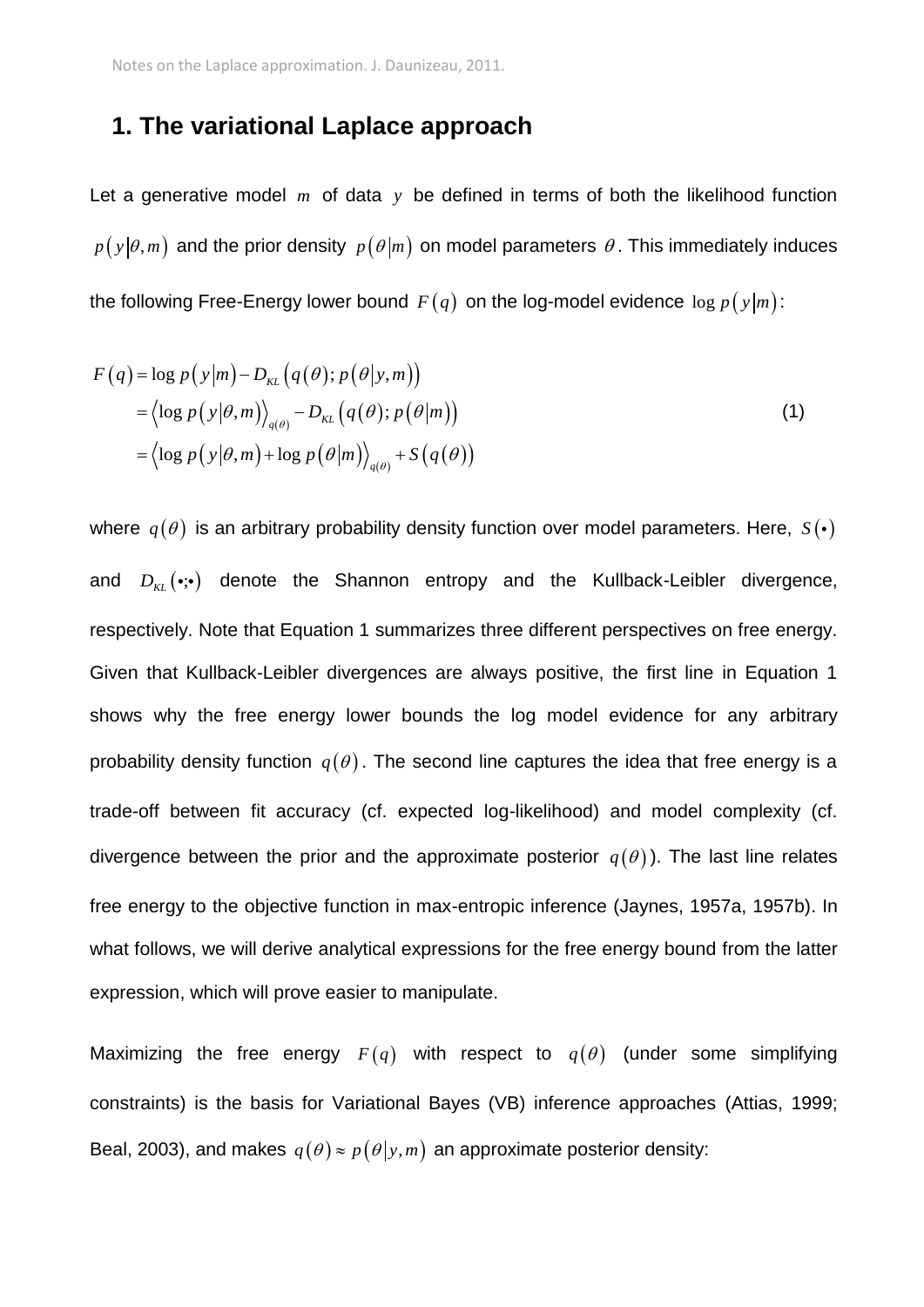# 1. The variational Laplace approach

Let a generative model $m$ of data $y$ be defined in terms of both the likelihood function $p(y|\theta, m)$ and the prior density $p(\theta|m)$ on model parameters $\theta$. This immediately induces the following Free-Energy lower bound $F(q)$ on the log-model evidence $\log p(y|m)$:

$$
\begin{aligned}
F(q) &= \log p(y|m) - D_{KL}\left(q(\theta); p(\theta|y,m)\right) \\
&= \left\langle \log p(y|\theta,m) \right\rangle_{q(\theta)} - D_{KL}\left(q(\theta); p(\theta|m)\right) \\
&= \left\langle \log p(y|\theta,m) + \log p(\theta|m) \right\rangle_{q(\theta)} + S\left(q(\theta)\right)
\end{aligned}
\tag{1}
$$

where $q(\theta)$ is an arbitrary probability density function over model parameters. Here, $S(\bullet)$ and $D_{KL}(\bullet;\bullet)$ denote the Shannon entropy and the Kullback-Leibler divergence, respectively. Note that Equation 1 summarizes three different perspectives on free energy. Given that Kullback-Leibler divergences are always positive, the first line in Equation 1 shows why the free energy lower bounds the log model evidence for any arbitrary probability density function $q(\theta)$. The second line captures the idea that free energy is a trade-off between fit accuracy (cf. expected log-likelihood) and model complexity (cf. divergence between the prior and the approximate posterior $q(\theta)$). The last line relates free energy to the objective function in max-entropic inference (Jaynes, 1957a, 1957b). In what follows, we will derive analytical expressions for the free energy bound from the latter expression, which will prove easier to manipulate.

Maximizing the free energy $F(q)$ with respect to $q(\theta)$ (under some simplifying constraints) is the basis for Variational Bayes (VB) inference approaches (Attias, 1999; Beal, 2003), and makes $q(\theta) \approx p(\theta|y,m)$ an approximate posterior density: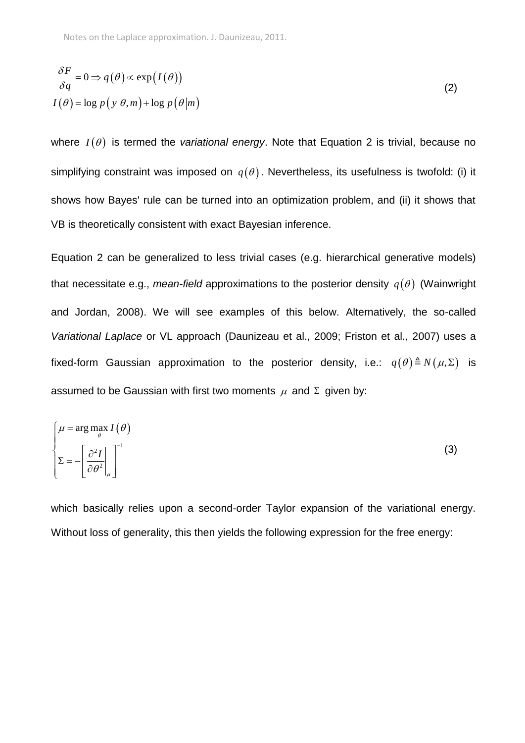$$\frac{\delta F}{\delta q} = 0 \Rightarrow q(\theta) \propto \exp(I(\theta))$$
$$I(\theta) = \log p(y|\theta, m) + \log p(\theta|m) \tag{2}$$

where $I(\theta)$ is termed the *variational energy*. Note that Equation 2 is trivial, because no simplifying constraint was imposed on $q(\theta)$. Nevertheless, its usefulness is twofold: (i) it shows how Bayes' rule can be turned into an optimization problem, and (ii) it shows that VB is theoretically consistent with exact Bayesian inference.

Equation 2 can be generalized to less trivial cases (e.g. hierarchical generative models) that necessitate e.g., *mean-field* approximations to the posterior density $q(\theta)$ (Wainwright and Jordan, 2008). We will see examples of this below. Alternatively, the so-called *Variational Laplace* or VL approach (Daunizeau et al., 2009; Friston et al., 2007) uses a fixed-form Gaussian approximation to the posterior density, i.e.: $q(\theta) \triangleq N(\mu, \Sigma)$ is assumed to be Gaussian with first two moments $\mu$ and $\Sigma$ given by:

$$\begin{cases} \mu = \arg\max_{\theta} I(\theta) \\ \Sigma = -\left[ \left. \frac{\partial^2 I}{\partial \theta^2} \right|_{\mu} \right]^{-1} \end{cases} \tag{3}$$

which basically relies upon a second-order Taylor expansion of the variational energy. Without loss of generality, this then yields the following expression for the free energy: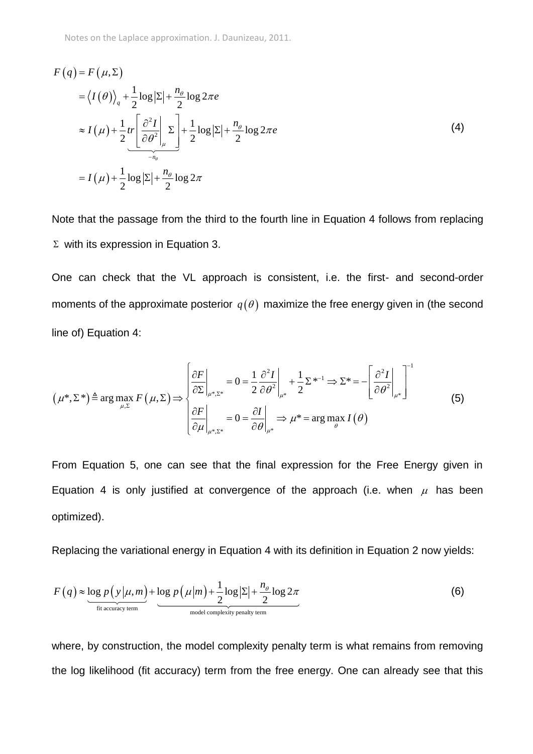$$
\begin{aligned}
F(q) &= F(\mu,\Sigma) \\
&= \langle I(\theta)\rangle_q + \frac{1}{2}\log|\Sigma| + \frac{n_\theta}{2}\log 2\pi e \\
&\approx I(\mu) + \underbrace{\frac{1}{2}tr\left[\left.\frac{\partial^2 I}{\partial\theta^2}\right|_\mu \Sigma\right]}_{-n_\theta} + \frac{1}{2}\log|\Sigma| + \frac{n_\theta}{2}\log 2\pi e \\
&= I(\mu) + \frac{1}{2}\log|\Sigma| + \frac{n_\theta}{2}\log 2\pi
\end{aligned}
\tag{4}
$$

Note that the passage from the third to the fourth line in Equation 4 follows from replacing $\Sigma$ with its expression in Equation 3.

One can check that the VL approach is consistent, i.e. the first- and second-order moments of the approximate posterior $q(\theta)$ maximize the free energy given in (the second line of) Equation 4:

$$
(\mu^*,\Sigma^*) \triangleq \arg\max_{\mu,\Sigma} F(\mu,\Sigma) \Rightarrow
\begin{cases}
\left.\dfrac{\partial F}{\partial \Sigma}\right|_{\mu^*,\Sigma^*} = 0 = \dfrac{1}{2}\left.\dfrac{\partial^2 I}{\partial\theta^2}\right|_{\mu^*} + \dfrac{1}{2}\Sigma^{*-1} \Rightarrow \Sigma^* = -\left[\left.\dfrac{\partial^2 I}{\partial\theta^2}\right|_{\mu^*}\right]^{-1} \\
\left.\dfrac{\partial F}{\partial \mu}\right|_{\mu^*,\Sigma^*} = 0 = \left.\dfrac{\partial I}{\partial\theta}\right|_{\mu^*} \Rightarrow \mu^* = \arg\max_\theta I(\theta)
\end{cases}
\tag{5}
$$

From Equation 5, one can see that the final expression for the Free Energy given in Equation 4 is only justified at convergence of the approach (i.e. when $\mu$ has been optimized).

Replacing the variational energy in Equation 4 with its definition in Equation 2 now yields:

$$
F(q) \approx \underbrace{\log p(y|\mu,m)}_{\text{fit accuracy term}} + \underbrace{\log p(\mu|m) + \frac{1}{2}\log|\Sigma| + \frac{n_\theta}{2}\log 2\pi}_{\text{model complexity penalty term}}
\tag{6}
$$

where, by construction, the model complexity penalty term is what remains from removing the log likelihood (fit accuracy) term from the free energy. One can already see that this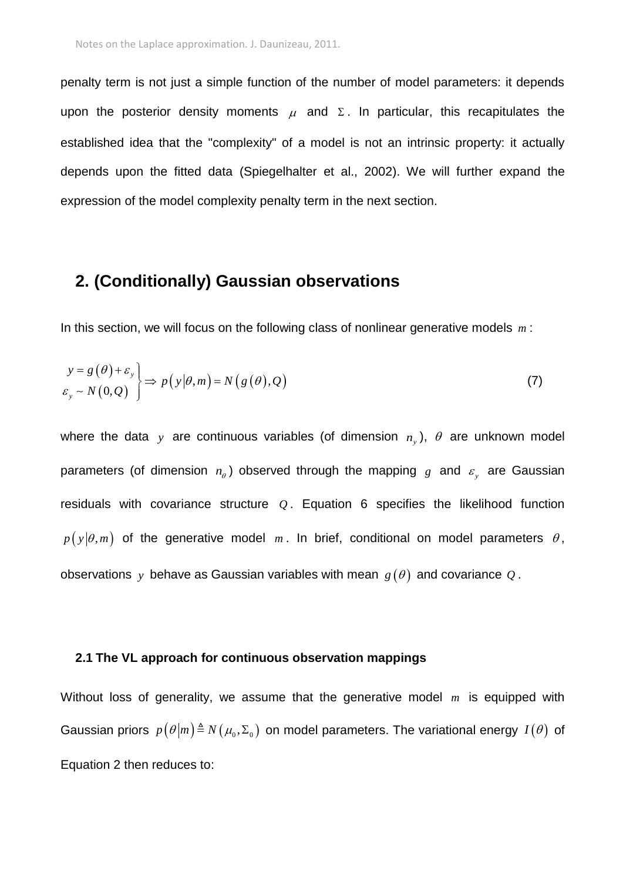penalty term is not just a simple function of the number of model parameters: it depends upon the posterior density moments $\mu$ and $\Sigma$. In particular, this recapitulates the established idea that the "complexity" of a model is not an intrinsic property: it actually depends upon the fitted data (Spiegelhalter et al., 2002). We will further expand the expression of the model complexity penalty term in the next section.

## 2. (Conditionally) Gaussian observations

In this section, we will focus on the following class of nonlinear generative models $m$:

$$\left.\begin{array}{l} y = g(\theta) + \varepsilon_y \\ \varepsilon_y \sim N(0, Q) \end{array}\right\} \Rightarrow p(y|\theta, m) = N(g(\theta), Q) \tag{7}$$

where the data $y$ are continuous variables (of dimension $n_y$), $\theta$ are unknown model parameters (of dimension $n_\theta$) observed through the mapping $g$ and $\varepsilon_y$ are Gaussian residuals with covariance structure $Q$. Equation 6 specifies the likelihood function $p(y|\theta, m)$ of the generative model $m$. In brief, conditional on model parameters $\theta$, observations $y$ behave as Gaussian variables with mean $g(\theta)$ and covariance $Q$.

### 2.1 The VL approach for continuous observation mappings

Without loss of generality, we assume that the generative model $m$ is equipped with Gaussian priors $p(\theta|m) \triangleq N(\mu_0, \Sigma_0)$ on model parameters. The variational energy $I(\theta)$ of Equation 2 then reduces to: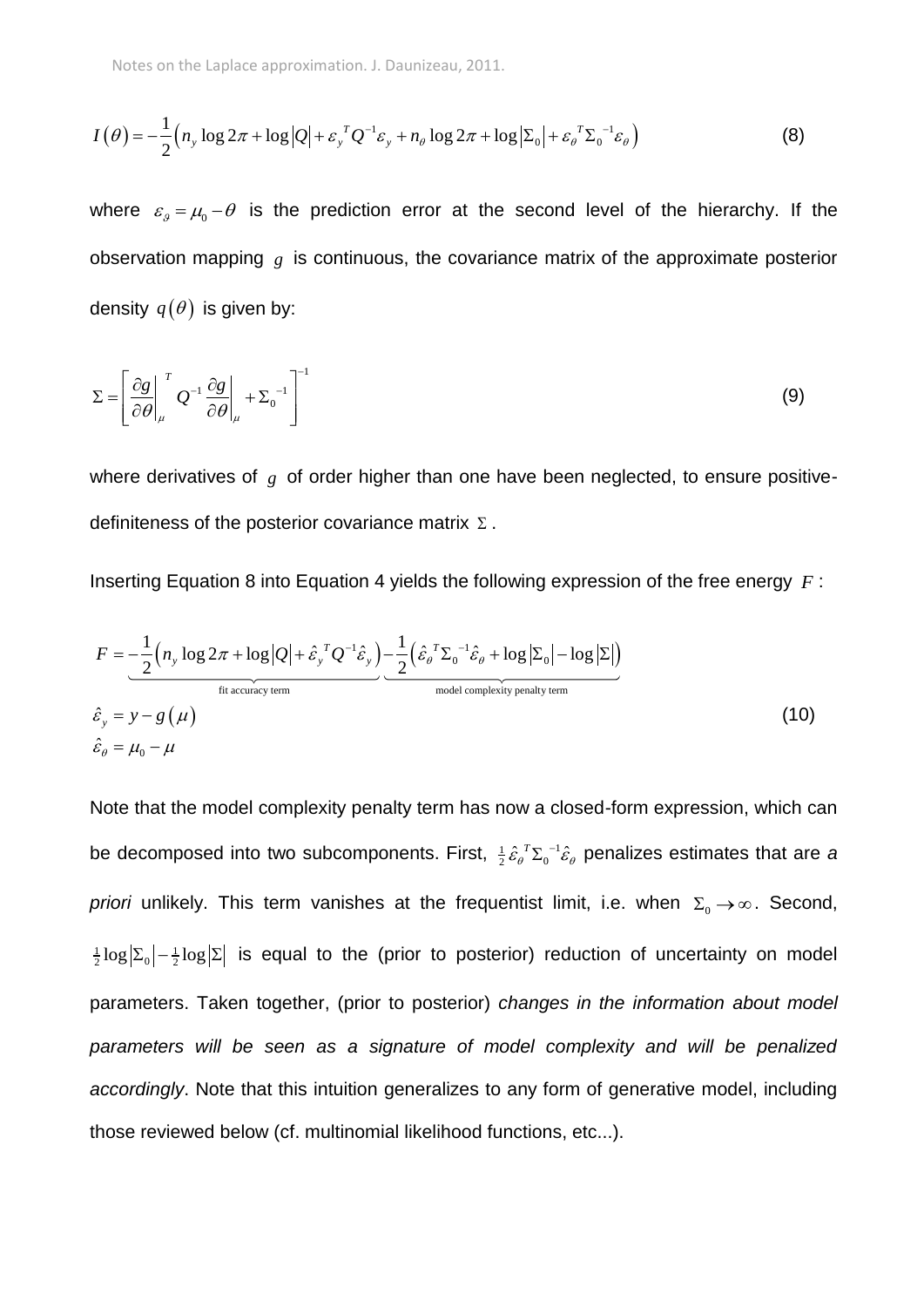$$I(\theta) = -\frac{1}{2}\left(n_y \log 2\pi + \log|Q| + \varepsilon_y^T Q^{-1}\varepsilon_y + n_\theta \log 2\pi + \log|\Sigma_0| + \varepsilon_\theta^T \Sigma_0^{-1}\varepsilon_\theta\right) \tag{8}$$

where $\varepsilon_\vartheta = \mu_0 - \theta$ is the prediction error at the second level of the hierarchy. If the observation mapping $g$ is continuous, the covariance matrix of the approximate posterior density $q(\theta)$ is given by:

$$\Sigma = \left[\left.\frac{\partial g}{\partial \theta}\right|_\mu^T Q^{-1} \left.\frac{\partial g}{\partial \theta}\right|_\mu + \Sigma_0^{-1}\right]^{-1} \tag{9}$$

where derivatives of $g$ of order higher than one have been neglected, to ensure positive-definiteness of the posterior covariance matrix $\Sigma$.

Inserting Equation 8 into Equation 4 yields the following expression of the free energy $F$:

$$\begin{aligned}
F &= \underbrace{-\frac{1}{2}\left(n_y \log 2\pi + \log|Q| + \hat{\varepsilon}_y^T Q^{-1}\hat{\varepsilon}_y\right)}_{\text{fit accuracy term}} \underbrace{-\frac{1}{2}\left(\hat{\varepsilon}_\theta^T \Sigma_0^{-1}\hat{\varepsilon}_\theta + \log|\Sigma_0| - \log|\Sigma|\right)}_{\text{model complexity penalty term}} \\
\hat{\varepsilon}_y &= y - g(\mu) \\
\hat{\varepsilon}_\theta &= \mu_0 - \mu
\end{aligned} \tag{10}$$

Note that the model complexity penalty term has now a closed-form expression, which can be decomposed into two subcomponents. First, $\frac{1}{2}\hat{\varepsilon}_\theta^T \Sigma_0^{-1}\hat{\varepsilon}_\theta$ penalizes estimates that are *a priori* unlikely. This term vanishes at the frequentist limit, i.e. when $\Sigma_0 \to \infty$. Second, $\frac{1}{2}\log|\Sigma_0| - \frac{1}{2}\log|\Sigma|$ is equal to the (prior to posterior) reduction of uncertainty on model parameters. Taken together, (prior to posterior) *changes in the information about model parameters will be seen as a signature of model complexity and will be penalized accordingly*. Note that this intuition generalizes to any form of generative model, including those reviewed below (cf. multinomial likelihood functions, etc...).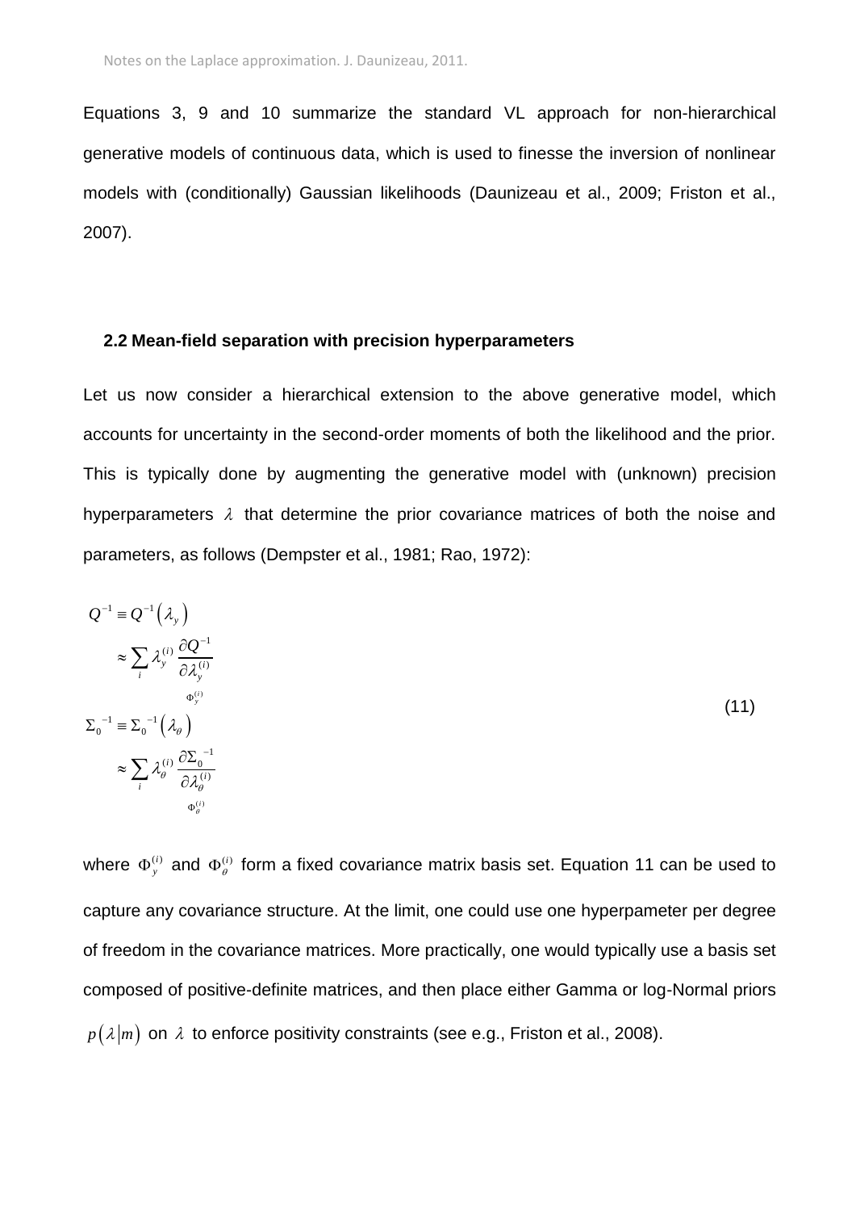Equations 3, 9 and 10 summarize the standard VL approach for non-hierarchical generative models of continuous data, which is used to finesse the inversion of nonlinear models with (conditionally) Gaussian likelihoods (Daunizeau et al., 2009; Friston et al., 2007).

### 2.2 Mean-field separation with precision hyperparameters

Let us now consider a hierarchical extension to the above generative model, which accounts for uncertainty in the second-order moments of both the likelihood and the prior. This is typically done by augmenting the generative model with (unknown) precision hyperparameters $\lambda$ that determine the prior covariance matrices of both the noise and parameters, as follows (Dempster et al., 1981; Rao, 1972):

$$
\begin{aligned}
Q^{-1} &\equiv Q^{-1}\left(\lambda_y\right) \\
&\approx \sum_i \lambda_y^{(i)} \underbrace{\frac{\partial Q^{-1}}{\partial \lambda_y^{(i)}}}_{\Phi_y^{(i)}} \\
\Sigma_0^{-1} &\equiv \Sigma_0^{-1}\left(\lambda_\theta\right) \\
&\approx \sum_i \lambda_\theta^{(i)} \underbrace{\frac{\partial \Sigma_0^{-1}}{\partial \lambda_\theta^{(i)}}}_{\Phi_\theta^{(i)}}
\end{aligned}
\tag{11}
$$

where $\Phi_y^{(i)}$ and $\Phi_\theta^{(i)}$ form a fixed covariance matrix basis set. Equation 11 can be used to capture any covariance structure. At the limit, one could use one hyperpameter per degree of freedom in the covariance matrices. More practically, one would typically use a basis set composed of positive-definite matrices, and then place either Gamma or log-Normal priors $p(\lambda|m)$ on $\lambda$ to enforce positivity constraints (see e.g., Friston et al., 2008).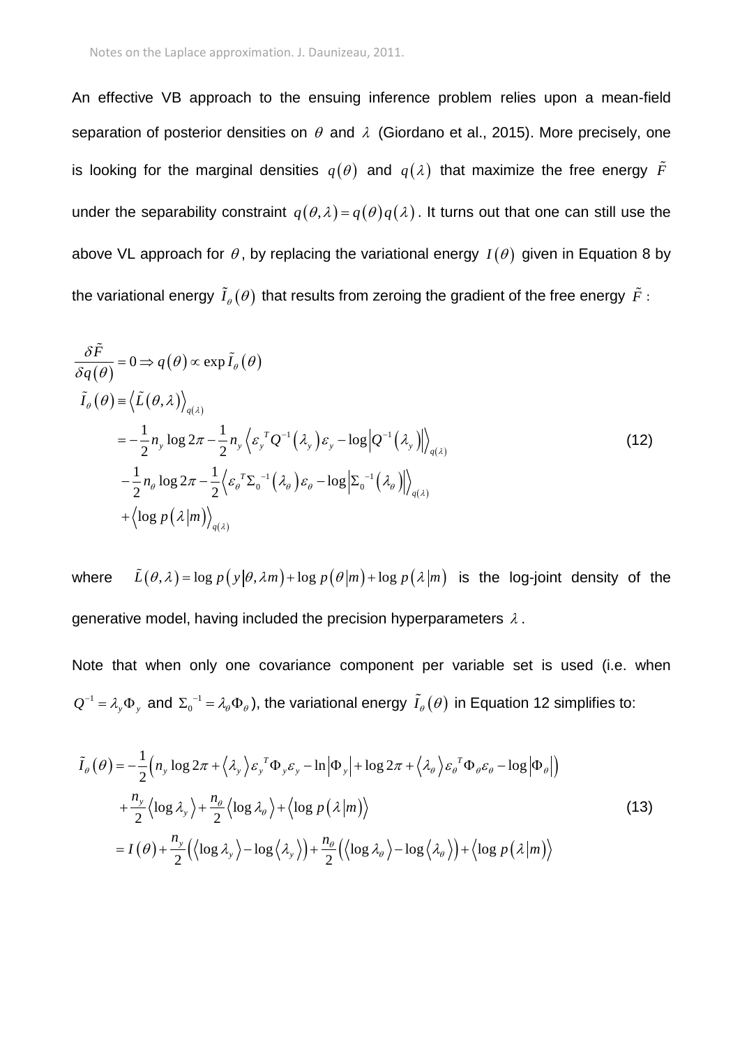An effective VB approach to the ensuing inference problem relies upon a mean-field separation of posterior densities on $\theta$ and $\lambda$ (Giordano et al., 2015). More precisely, one is looking for the marginal densities $q(\theta)$ and $q(\lambda)$ that maximize the free energy $\tilde{F}$ under the separability constraint $q(\theta,\lambda)=q(\theta)q(\lambda)$. It turns out that one can still use the above VL approach for $\theta$, by replacing the variational energy $I(\theta)$ given in Equation 8 by the variational energy $\tilde{I}_\theta(\theta)$ that results from zeroing the gradient of the free energy $\tilde{F}$ :

$$
\begin{aligned}
&\frac{\delta \tilde{F}}{\delta q(\theta)} = 0 \Rightarrow q(\theta) \propto \exp \tilde{I}_\theta(\theta) \\
&\tilde{I}_\theta(\theta) \equiv \left\langle \tilde{L}(\theta,\lambda) \right\rangle_{q(\lambda)} \\
&\qquad = -\frac{1}{2} n_y \log 2\pi - \frac{1}{2} n_y \left\langle \varepsilon_y{}^T Q^{-1}(\lambda_y) \varepsilon_y - \log \left| Q^{-1}(\lambda_y) \right| \right\rangle_{q(\lambda)} \\
&\qquad -\frac{1}{2} n_\theta \log 2\pi - \frac{1}{2} \left\langle \varepsilon_\theta{}^T \Sigma_0{}^{-1}(\lambda_\theta) \varepsilon_\theta - \log \left| \Sigma_0{}^{-1}(\lambda_\theta) \right| \right\rangle_{q(\lambda)} \\
&\qquad + \left\langle \log p(\lambda | m) \right\rangle_{q(\lambda)}
\end{aligned}
\tag{12}
$$

where $\tilde{L}(\theta,\lambda) = \log p(y|\theta,\lambda m) + \log p(\theta|m) + \log p(\lambda|m)$ is the log-joint density of the generative model, having included the precision hyperparameters $\lambda$.

Note that when only one covariance component per variable set is used (i.e. when $Q^{-1} = \lambda_y \Phi_y$ and $\Sigma_0{}^{-1} = \lambda_\theta \Phi_\theta$), the variational energy $\tilde{I}_\theta(\theta)$ in Equation 12 simplifies to:

$$
\begin{aligned}
\tilde{I}_\theta(\theta) &= -\frac{1}{2}\left( n_y \log 2\pi + \langle \lambda_y \rangle \varepsilon_y{}^T \Phi_y \varepsilon_y - \ln|\Phi_y| + \log 2\pi + \langle \lambda_\theta \rangle \varepsilon_\theta{}^T \Phi_\theta \varepsilon_\theta - \log|\Phi_\theta| \right) \\
&\quad + \frac{n_y}{2}\langle \log \lambda_y \rangle + \frac{n_\theta}{2}\langle \log \lambda_\theta \rangle + \langle \log p(\lambda|m) \rangle \\
&= I(\theta) + \frac{n_y}{2}\left( \langle \log \lambda_y \rangle - \log \langle \lambda_y \rangle \right) + \frac{n_\theta}{2}\left( \langle \log \lambda_\theta \rangle - \log \langle \lambda_\theta \rangle \right) + \langle \log p(\lambda|m) \rangle
\end{aligned}
\tag{13}
$$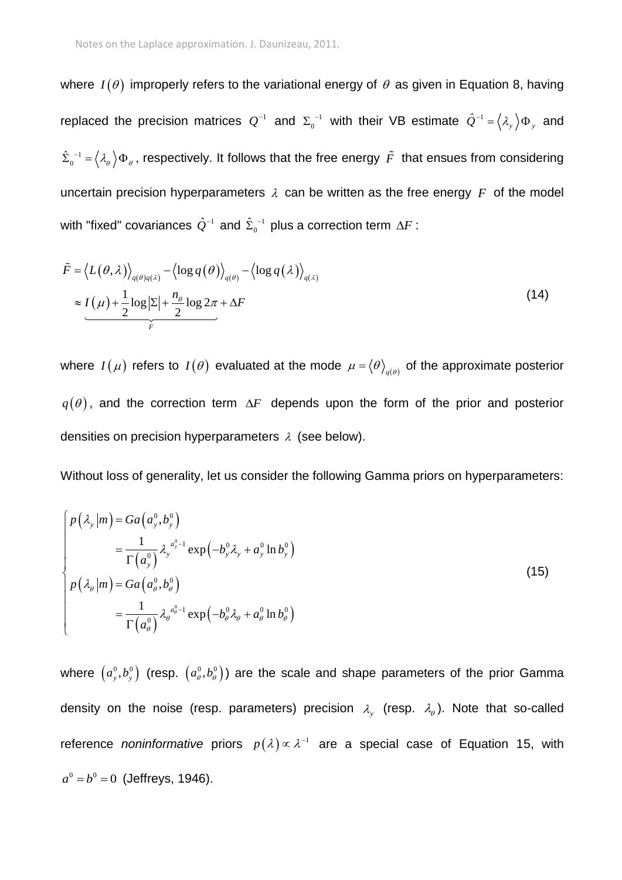where $I(\theta)$ improperly refers to the variational energy of $\theta$ as given in Equation 8, having replaced the precision matrices $Q^{-1}$ and $\Sigma_0^{-1}$ with their VB estimate $\hat{Q}^{-1} = \langle \lambda_y \rangle \Phi_y$ and $\hat{\Sigma}_0^{-1} = \langle \lambda_\theta \rangle \Phi_\theta$, respectively. It follows that the free energy $\tilde{F}$ that ensues from considering uncertain precision hyperparameters $\lambda$ can be written as the free energy $F$ of the model with "fixed" covariances $\hat{Q}^{-1}$ and $\hat{\Sigma}_0^{-1}$ plus a correction term $\Delta F$:

$$
\begin{aligned}
\tilde{F} &= \langle L(\theta,\lambda) \rangle_{q(\theta)q(\lambda)} - \langle \log q(\theta) \rangle_{q(\theta)} - \langle \log q(\lambda) \rangle_{q(\lambda)} \\
&\approx \underbrace{I(\mu) + \frac{1}{2}\log|\Sigma| + \frac{n_\theta}{2}\log 2\pi}_{F} + \Delta F
\end{aligned}
\tag{14}
$$

where $I(\mu)$ refers to $I(\theta)$ evaluated at the mode $\mu = \langle \theta \rangle_{q(\theta)}$ of the approximate posterior $q(\theta)$, and the correction term $\Delta F$ depends upon the form of the prior and posterior densities on precision hyperparameters $\lambda$ (see below).

Without loss of generality, let us consider the following Gamma priors on hyperparameters:

$$
\begin{cases}
p(\lambda_y | m) = Ga(a_y^0, b_y^0) \\
\qquad\quad = \dfrac{1}{\Gamma(a_y^0)} \lambda_y^{a_y^0 - 1} \exp\left(-b_y^0 \lambda_y + a_y^0 \ln b_y^0\right) \\
p(\lambda_\theta | m) = Ga(a_\theta^0, b_\theta^0) \\
\qquad\quad = \dfrac{1}{\Gamma(a_\theta^0)} \lambda_\theta^{a_\theta^0 - 1} \exp\left(-b_\theta^0 \lambda_\theta + a_\theta^0 \ln b_\theta^0\right)
\end{cases}
\tag{15}
$$

where $(a_y^0, b_y^0)$ (resp. $(a_\theta^0, b_\theta^0)$) are the scale and shape parameters of the prior Gamma density on the noise (resp. parameters) precision $\lambda_y$ (resp. $\lambda_\theta$). Note that so-called reference *noninformative* priors $p(\lambda) \propto \lambda^{-1}$ are a special case of Equation 15, with $a^0 = b^0 = 0$ (Jeffreys, 1946).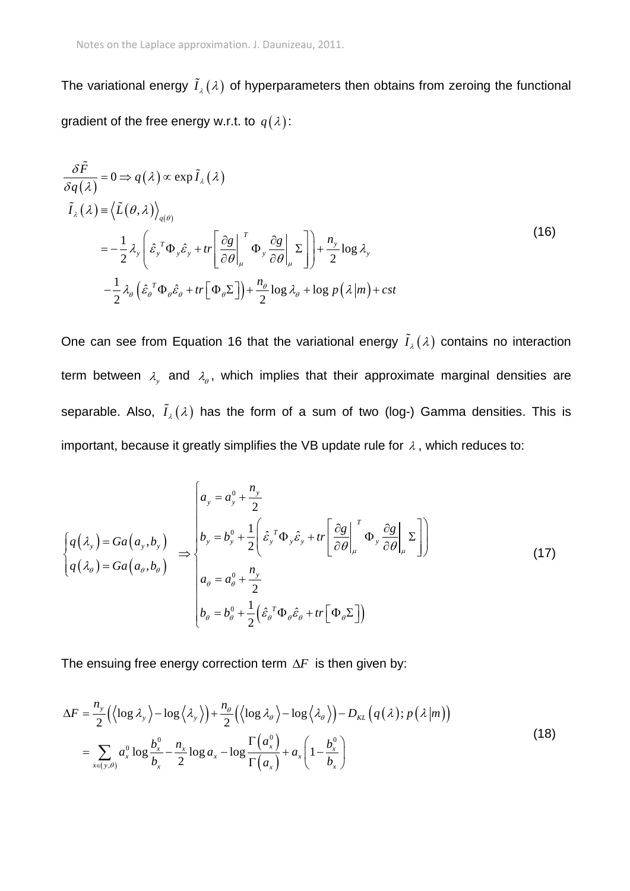The variational energy $\tilde{I}_\lambda(\lambda)$ of hyperparameters then obtains from zeroing the functional gradient of the free energy w.r.t. to $q(\lambda)$:

$$
\begin{aligned}
&\frac{\delta \tilde{F}}{\delta q(\lambda)} = 0 \Rightarrow q(\lambda) \propto \exp \tilde{I}_\lambda(\lambda) \\
&\tilde{I}_\lambda(\lambda) \equiv \left\langle \tilde{L}(\theta,\lambda) \right\rangle_{q(\theta)} \\
&\quad = -\frac{1}{2}\lambda_y \left( \hat{\varepsilon}_y^{\,T} \Phi_y \hat{\varepsilon}_y + tr\left[ \left.\frac{\partial g}{\partial \theta}\right|_\mu^T \Phi_y \left.\frac{\partial g}{\partial \theta}\right|_\mu \Sigma \right] \right) + \frac{n_y}{2}\log \lambda_y \\
&\quad -\frac{1}{2}\lambda_\theta \left( \hat{\varepsilon}_\theta^{\,T} \Phi_\theta \hat{\varepsilon}_\theta + tr\left[ \Phi_\theta \Sigma \right] \right) + \frac{n_\theta}{2}\log \lambda_\theta + \log p(\lambda|m) + cst
\end{aligned}
\tag{16}
$$

One can see from Equation 16 that the variational energy $\tilde{I}_\lambda(\lambda)$ contains no interaction term between $\lambda_y$ and $\lambda_\theta$, which implies that their approximate marginal densities are separable. Also, $\tilde{I}_\lambda(\lambda)$ has the form of a sum of two (log-) Gamma densities. This is important, because it greatly simplifies the VB update rule for $\lambda$, which reduces to:

$$
\begin{cases}
q(\lambda_y) = Ga(a_y, b_y) \\
q(\lambda_\theta) = Ga(a_\theta, b_\theta)
\end{cases}
\Rightarrow
\begin{cases}
a_y = a_y^0 + \frac{n_y}{2} \\
b_y = b_y^0 + \frac{1}{2}\left( \hat{\varepsilon}_y^{\,T} \Phi_y \hat{\varepsilon}_y + tr\left[ \left.\frac{\partial g}{\partial \theta}\right|_\mu^T \Phi_y \left.\frac{\partial g}{\partial \theta}\right|_\mu \Sigma \right] \right) \\
a_\theta = a_\theta^0 + \frac{n_y}{2} \\
b_\theta = b_\theta^0 + \frac{1}{2}\left( \hat{\varepsilon}_\theta^{\,T} \Phi_\theta \hat{\varepsilon}_\theta + tr\left[ \Phi_\theta \Sigma \right] \right)
\end{cases}
\tag{17}
$$

The ensuing free energy correction term $\Delta F$ is then given by:

$$
\begin{aligned}
\Delta F &= \frac{n_y}{2}\left( \left\langle \log \lambda_y \right\rangle - \log \left\langle \lambda_y \right\rangle \right) + \frac{n_\theta}{2}\left( \left\langle \log \lambda_\theta \right\rangle - \log \left\langle \lambda_\theta \right\rangle \right) - D_{KL}\left( q(\lambda); p(\lambda|m) \right) \\
&= \sum_{x \in (y,\theta)} a_x^0 \log \frac{b_x^0}{b_x} - \frac{n_x}{2}\log a_x - \log \frac{\Gamma(a_x^0)}{\Gamma(a_x)} + a_x\left( 1 - \frac{b_x^0}{b_x} \right)
\end{aligned}
\tag{18}
$$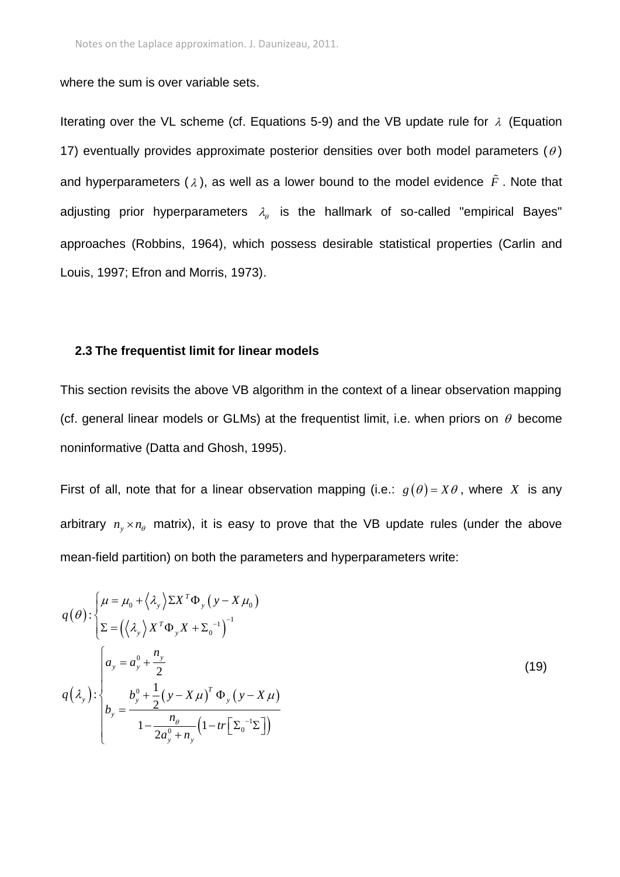where the sum is over variable sets.

Iterating over the VL scheme (cf. Equations 5-9) and the VB update rule for $\lambda$ (Equation 17) eventually provides approximate posterior densities over both model parameters ($\theta$) and hyperparameters ($\lambda$), as well as a lower bound to the model evidence $\tilde{F}$. Note that adjusting prior hyperparameters $\lambda_\theta$ is the hallmark of so-called "empirical Bayes" approaches (Robbins, 1964), which possess desirable statistical properties (Carlin and Louis, 1997; Efron and Morris, 1973).

### 2.3 The frequentist limit for linear models

This section revisits the above VB algorithm in the context of a linear observation mapping (cf. general linear models or GLMs) at the frequentist limit, i.e. when priors on $\theta$ become noninformative (Datta and Ghosh, 1995).

First of all, note that for a linear observation mapping (i.e.: $g(\theta) = X\theta$, where $X$ is any arbitrary $n_y \times n_\theta$ matrix), it is easy to prove that the VB update rules (under the above mean-field partition) on both the parameters and hyperparameters write:

$$
\begin{aligned}
q(\theta)&:\begin{cases}
\mu = \mu_0 + \langle \lambda_y \rangle \Sigma X^T \Phi_y \left( y - X\mu_0 \right) \\
\Sigma = \left( \langle \lambda_y \rangle X^T \Phi_y X + \Sigma_0^{-1} \right)^{-1}
\end{cases} \\
q(\lambda_y)&:\begin{cases}
a_y = a_y^0 + \dfrac{n_y}{2} \\
b_y = \dfrac{b_y^0 + \frac{1}{2}\left( y - X\mu \right)^T \Phi_y \left( y - X\mu \right)}{1 - \dfrac{n_\theta}{2a_y^0 + n_y}\left( 1 - tr\left[ \Sigma_0^{-1}\Sigma \right] \right)}
\end{cases}
\end{aligned}
\tag{19}
$$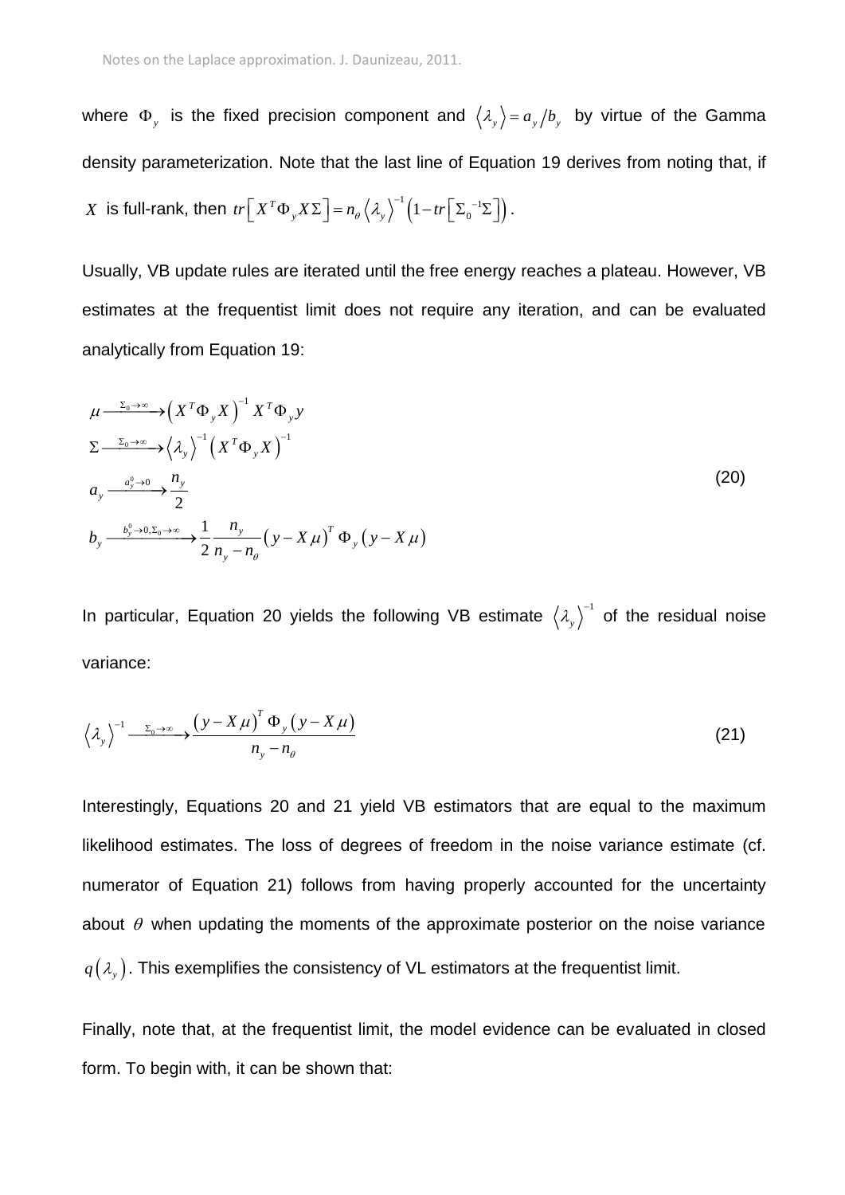where $\Phi_y$ is the fixed precision component and $\langle \lambda_y \rangle = a_y / b_y$ by virtue of the Gamma density parameterization. Note that the last line of Equation 19 derives from noting that, if $X$ is full-rank, then $tr\left[ X^T \Phi_y X \Sigma \right] = n_\theta \langle \lambda_y \rangle^{-1} \left( 1 - tr\left[ \Sigma_0^{-1} \Sigma \right] \right)$.

Usually, VB update rules are iterated until the free energy reaches a plateau. However, VB estimates at the frequentist limit does not require any iteration, and can be evaluated analytically from Equation 19:

$$
\begin{aligned}
&\mu \xrightarrow{\Sigma_0 \to \infty} \left( X^T \Phi_y X \right)^{-1} X^T \Phi_y y \\
&\Sigma \xrightarrow{\Sigma_0 \to \infty} \langle \lambda_y \rangle^{-1} \left( X^T \Phi_y X \right)^{-1} \\
&a_y \xrightarrow{a_y^0 \to 0} \frac{n_y}{2} \\
&b_y \xrightarrow{b_y^0 \to 0, \Sigma_0 \to \infty} \frac{1}{2} \frac{n_y}{n_y - n_\theta} \left( y - X\mu \right)^T \Phi_y \left( y - X\mu \right)
\end{aligned}
\tag{20}
$$

In particular, Equation 20 yields the following VB estimate $\langle \lambda_y \rangle^{-1}$ of the residual noise variance:

$$
\langle \lambda_y \rangle^{-1} \xrightarrow{\Sigma_0 \to \infty} \frac{\left( y - X\mu \right)^T \Phi_y \left( y - X\mu \right)}{n_y - n_\theta}
\tag{21}
$$

Interestingly, Equations 20 and 21 yield VB estimators that are equal to the maximum likelihood estimates. The loss of degrees of freedom in the noise variance estimate (cf. numerator of Equation 21) follows from having properly accounted for the uncertainty about $\theta$ when updating the moments of the approximate posterior on the noise variance $q(\lambda_y)$. This exemplifies the consistency of VL estimators at the frequentist limit.

Finally, note that, at the frequentist limit, the model evidence can be evaluated in closed form. To begin with, it can be shown that: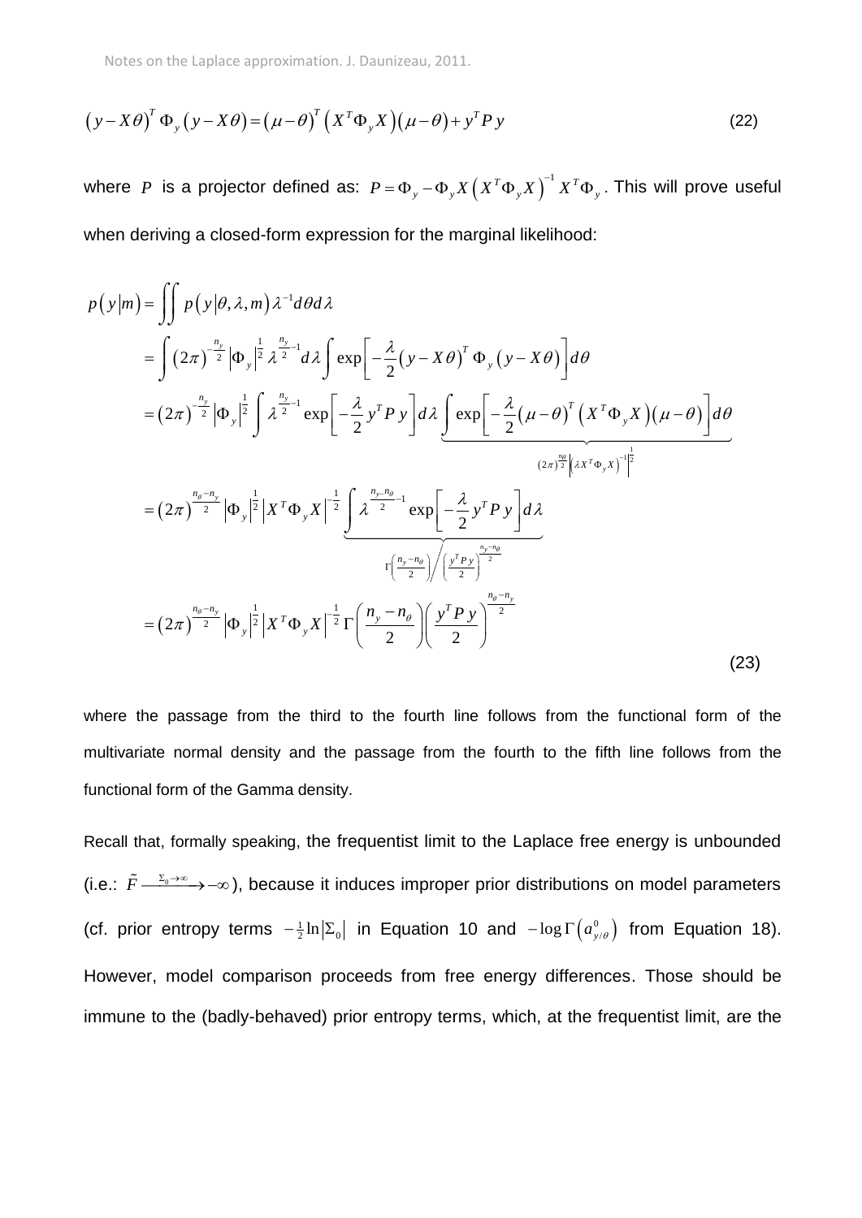$$\left(y-X\theta\right)^T \Phi_y \left(y-X\theta\right) = \left(\mu-\theta\right)^T \left(X^T\Phi_y X\right)\left(\mu-\theta\right) + y^T P\, y \tag{22}$$

where $P$ is a projector defined as: $P = \Phi_y - \Phi_y X\left(X^T\Phi_y X\right)^{-1} X^T\Phi_y$. This will prove useful when deriving a closed-form expression for the marginal likelihood:

$$
\begin{aligned}
p\left(y\middle|m\right) &= \iint p\left(y\middle|\theta,\lambda,m\right)\lambda^{-1} d\theta d\lambda \\
&= \int \left(2\pi\right)^{-\frac{n_y}{2}} \left|\Phi_y\right|^{\frac{1}{2}} \lambda^{\frac{n_y}{2}-1} d\lambda \int \exp\left[-\frac{\lambda}{2}\left(y-X\theta\right)^T \Phi_y \left(y-X\theta\right)\right] d\theta \\
&= \left(2\pi\right)^{-\frac{n_y}{2}} \left|\Phi_y\right|^{\frac{1}{2}} \int \lambda^{\frac{n_y}{2}-1} \exp\left[-\frac{\lambda}{2} y^T P\, y\right] d\lambda \underbrace{\int \exp\left[-\frac{\lambda}{2}\left(\mu-\theta\right)^T\left(X^T\Phi_y X\right)\left(\mu-\theta\right)\right] d\theta}_{\left(2\pi\right)^{\frac{n_\theta}{2}}\left|\left(\lambda X^T\Phi_y X\right)^{-1}\right|^{\frac{1}{2}}} \\
&= \left(2\pi\right)^{\frac{n_\theta-n_y}{2}} \left|\Phi_y\right|^{\frac{1}{2}} \left|X^T\Phi_y X\right|^{-\frac{1}{2}} \underbrace{\int \lambda^{\frac{n_y-n_\theta}{2}-1} \exp\left[-\frac{\lambda}{2} y^T P\, y\right] d\lambda}_{\Gamma\left(\frac{n_y-n_\theta}{2}\right)\Big/\left(\frac{y^T P y}{2}\right)^{\frac{n_y-n_\theta}{2}}} \\
&= \left(2\pi\right)^{\frac{n_\theta-n_y}{2}} \left|\Phi_y\right|^{\frac{1}{2}} \left|X^T\Phi_y X\right|^{-\frac{1}{2}} \Gamma\left(\frac{n_y-n_\theta}{2}\right)\left(\frac{y^T P\, y}{2}\right)^{\frac{n_\theta-n_y}{2}}
\end{aligned}
\tag{23}
$$

where the passage from the third to the fourth line follows from the functional form of the multivariate normal density and the passage from the fourth to the fifth line follows from the functional form of the Gamma density.

Recall that, formally speaking, the frequentist limit to the Laplace free energy is unbounded (i.e.: $\tilde{F} \xrightarrow{\Sigma_0\to\infty} -\infty$), because it induces improper prior distributions on model parameters (cf. prior entropy terms $-\frac{1}{2}\ln\left|\Sigma_0\right|$ in Equation 10 and $-\log\Gamma\left(a^0_{y/\theta}\right)$ from Equation 18). However, model comparison proceeds from free energy differences. Those should be immune to the (badly-behaved) prior entropy terms, which, at the frequentist limit, are the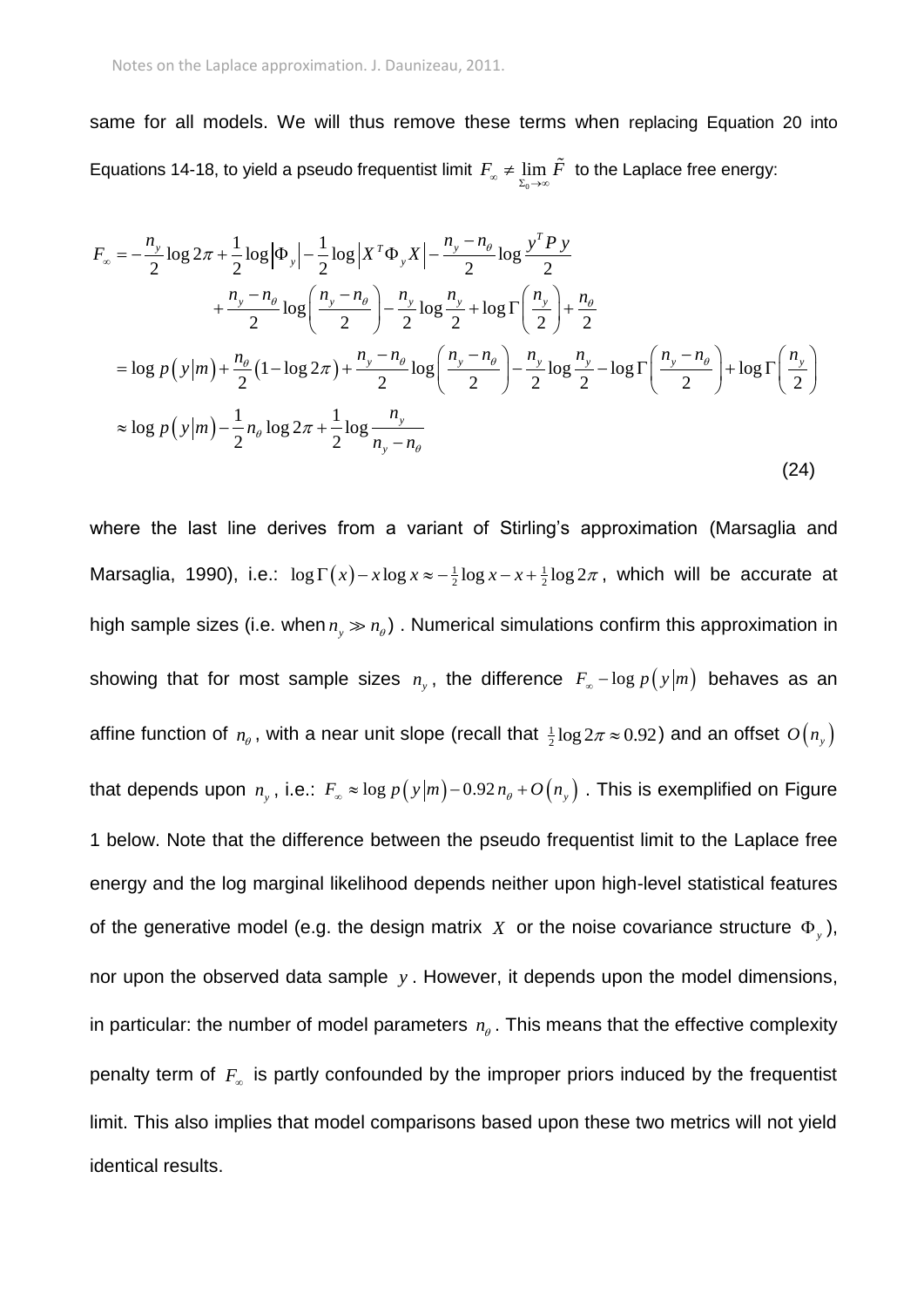same for all models. We will thus remove these terms when replacing Equation 20 into Equations 14-18, to yield a pseudo frequentist limit $F_\infty \neq \lim_{\Sigma_0 \to \infty} \tilde{F}$ to the Laplace free energy:

$$
\begin{aligned}
F_\infty &= -\frac{n_y}{2}\log 2\pi + \frac{1}{2}\log\left|\Phi_y\right| - \frac{1}{2}\log\left|X^T\Phi_y X\right| - \frac{n_y - n_\theta}{2}\log\frac{y^T P y}{2} \\
&\qquad + \frac{n_y - n_\theta}{2}\log\left(\frac{n_y - n_\theta}{2}\right) - \frac{n_y}{2}\log\frac{n_y}{2} + \log\Gamma\left(\frac{n_y}{2}\right) + \frac{n_\theta}{2} \\
&= \log p\left(y\middle|m\right) + \frac{n_\theta}{2}\left(1 - \log 2\pi\right) + \frac{n_y - n_\theta}{2}\log\left(\frac{n_y - n_\theta}{2}\right) - \frac{n_y}{2}\log\frac{n_y}{2} - \log\Gamma\left(\frac{n_y - n_\theta}{2}\right) + \log\Gamma\left(\frac{n_y}{2}\right) \\
&\approx \log p\left(y\middle|m\right) - \frac{1}{2}n_\theta \log 2\pi + \frac{1}{2}\log\frac{n_y}{n_y - n_\theta}
\end{aligned}
\tag{24}
$$

where the last line derives from a variant of Stirling's approximation (Marsaglia and Marsaglia, 1990), i.e.: $\log\Gamma(x) - x\log x \approx -\frac{1}{2}\log x - x + \frac{1}{2}\log 2\pi$, which will be accurate at high sample sizes (i.e. when $n_y \gg n_\theta$) . Numerical simulations confirm this approximation in showing that for most sample sizes $n_y$, the difference $F_\infty - \log p\left(y\middle|m\right)$ behaves as an affine function of $n_\theta$, with a near unit slope (recall that $\frac{1}{2}\log 2\pi \approx 0.92$) and an offset $O\left(n_y\right)$ that depends upon $n_y$, i.e.: $F_\infty \approx \log p\left(y\middle|m\right) - 0.92\,n_\theta + O\left(n_y\right)$ . This is exemplified on Figure 1 below. Note that the difference between the pseudo frequentist limit to the Laplace free energy and the log marginal likelihood depends neither upon high-level statistical features of the generative model (e.g. the design matrix $X$ or the noise covariance structure $\Phi_y$), nor upon the observed data sample $y$. However, it depends upon the model dimensions, in particular: the number of model parameters $n_\theta$. This means that the effective complexity penalty term of $F_\infty$ is partly confounded by the improper priors induced by the frequentist limit. This also implies that model comparisons based upon these two metrics will not yield identical results.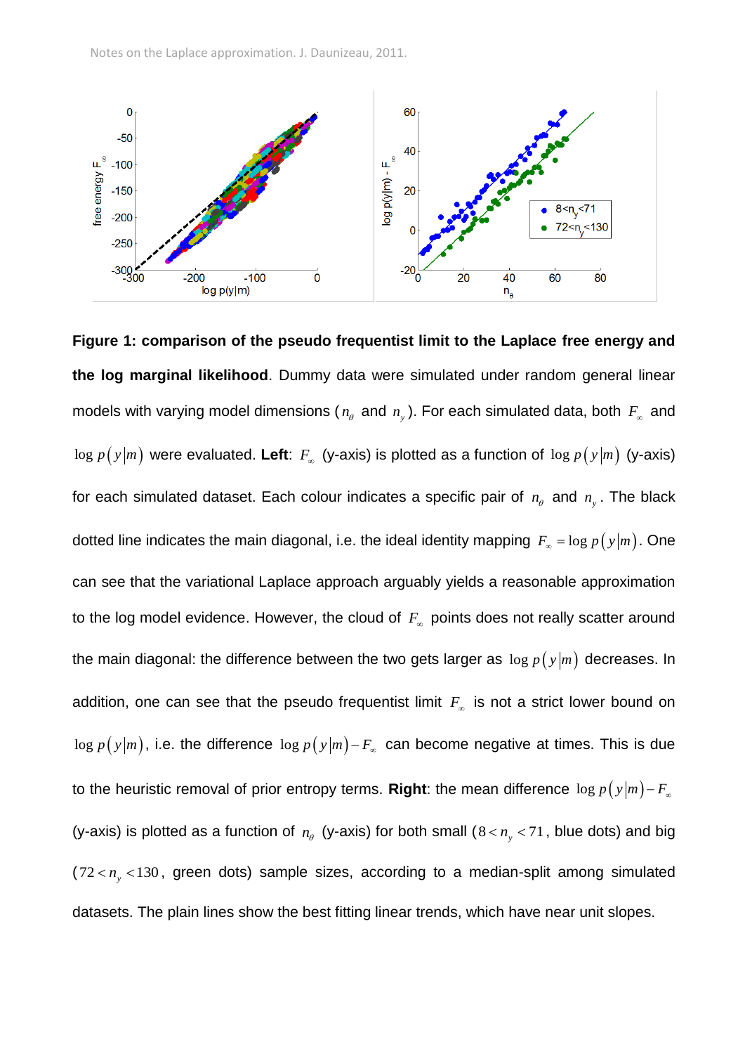**Figure 1: comparison of the pseudo frequentist limit to the Laplace free energy and the log marginal likelihood**. Dummy data were simulated under random general linear models with varying model dimensions ($n_\theta$ and $n_y$). For each simulated data, both $F_\infty$ and $\log p(y|m)$ were evaluated. **Left**: $F_\infty$ (y-axis) is plotted as a function of $\log p(y|m)$ (y-axis) for each simulated dataset. Each colour indicates a specific pair of $n_\theta$ and $n_y$. The black dotted line indicates the main diagonal, i.e. the ideal identity mapping $F_\infty = \log p(y|m)$. One can see that the variational Laplace approach arguably yields a reasonable approximation to the log model evidence. However, the cloud of $F_\infty$ points does not really scatter around the main diagonal: the difference between the two gets larger as $\log p(y|m)$ decreases. In addition, one can see that the pseudo frequentist limit $F_\infty$ is not a strict lower bound on $\log p(y|m)$, i.e. the difference $\log p(y|m) - F_\infty$ can become negative at times. This is due to the heuristic removal of prior entropy terms. **Right**: the mean difference $\log p(y|m) - F_\infty$ (y-axis) is plotted as a function of $n_\theta$ (y-axis) for both small ($8 < n_y < 71$, blue dots) and big ($72 < n_y < 130$, green dots) sample sizes, according to a median-split among simulated datasets. The plain lines show the best fitting linear trends, which have near unit slopes.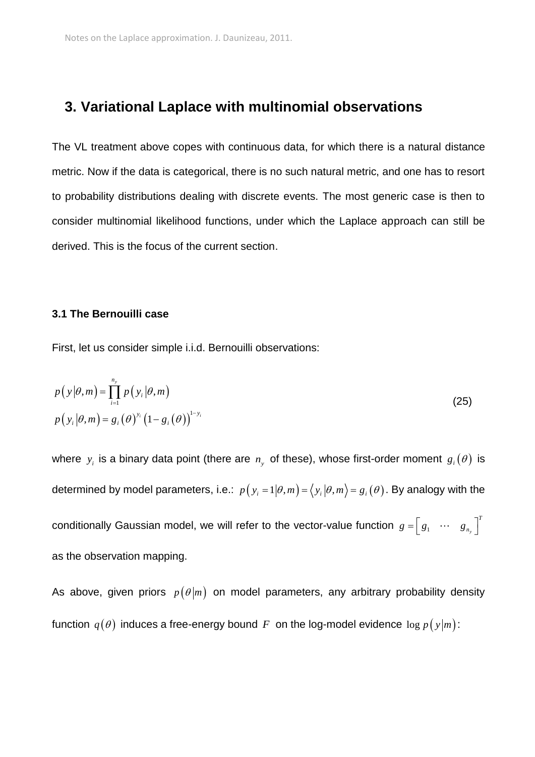## 3. Variational Laplace with multinomial observations

The VL treatment above copes with continuous data, for which there is a natural distance metric. Now if the data is categorical, there is no such natural metric, and one has to resort to probability distributions dealing with discrete events. The most generic case is then to consider multinomial likelihood functions, under which the Laplace approach can still be derived. This is the focus of the current section.

### 3.1 The Bernouilli case

First, let us consider simple i.i.d. Bernouilli observations:

$$
\begin{aligned}
p\left(y\,|\theta,m\right) &= \prod_{i=1}^{n_y} p\left(y_i\,|\theta,m\right) \\
p\left(y_i\,|\theta,m\right) &= g_i\left(\theta\right)^{y_i}\left(1-g_i\left(\theta\right)\right)^{1-y_i}
\end{aligned}
\tag{25}
$$

where $y_i$ is a binary data point (there are $n_y$ of these), whose first-order moment $g_i\left(\theta\right)$ is determined by model parameters, i.e.: $p\left(y_i=1|\theta,m\right)=\left\langle y_i\,|\theta,m\right\rangle = g_i\left(\theta\right)$. By analogy with the conditionally Gaussian model, we will refer to the vector-value function $g=\left[\begin{matrix} g_1 & \cdots & g_{n_y}\end{matrix}\right]^T$ as the observation mapping.

As above, given priors $p\left(\theta|m\right)$ on model parameters, any arbitrary probability density function $q\left(\theta\right)$ induces a free-energy bound $F$ on the log-model evidence $\log p\left(y|m\right)$: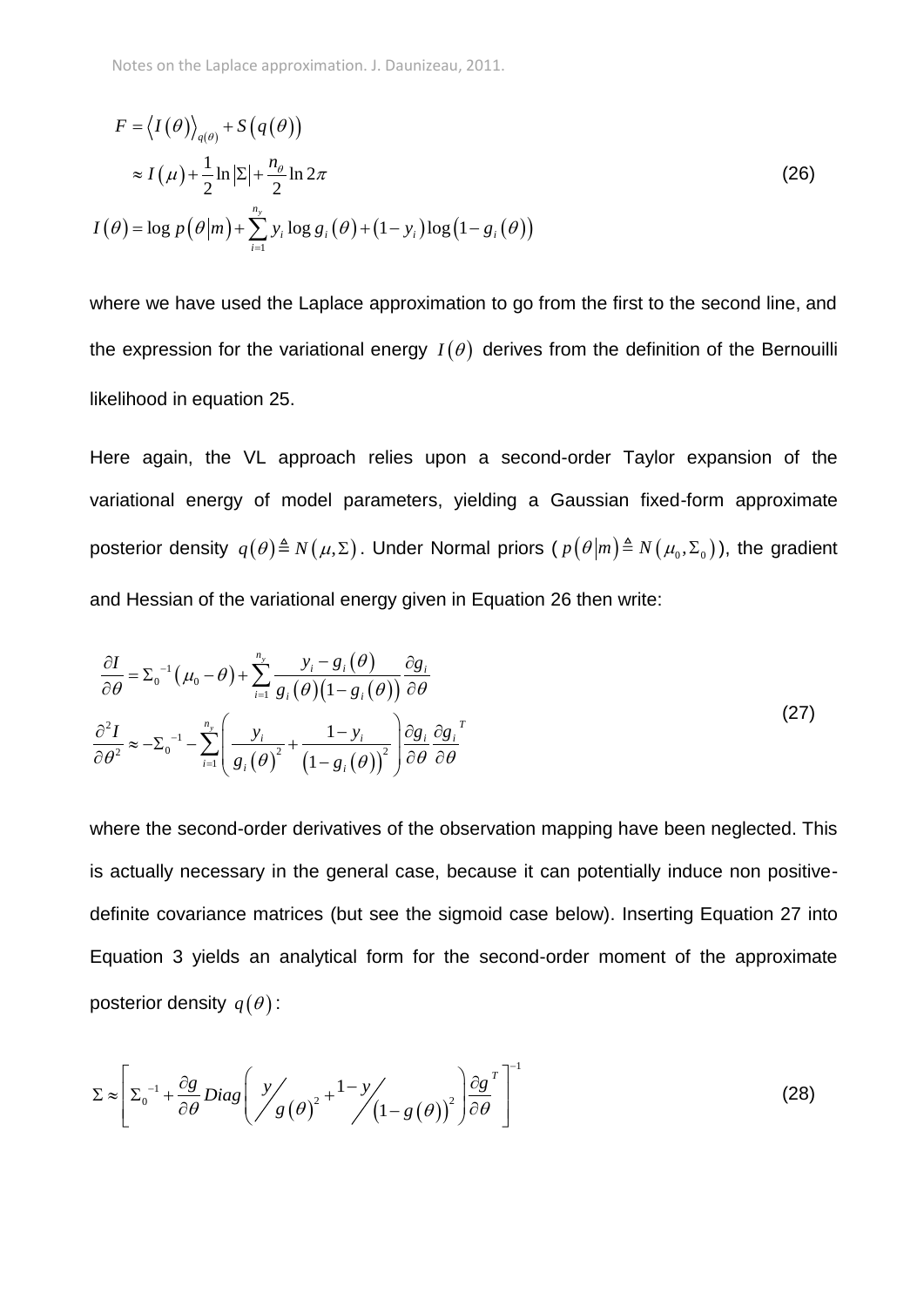$$
\begin{aligned}
F &= \left\langle I(\theta) \right\rangle_{q(\theta)} + S\left(q(\theta)\right) \\
&\approx I(\mu) + \frac{1}{2}\ln|\Sigma| + \frac{n_\theta}{2}\ln 2\pi \\
I(\theta) &= \log p(\theta|m) + \sum_{i=1}^{n_y} y_i \log g_i(\theta) + (1-y_i)\log\left(1-g_i(\theta)\right)
\end{aligned}
\tag{26}
$$

where we have used the Laplace approximation to go from the first to the second line, and the expression for the variational energy $I(\theta)$ derives from the definition of the Bernouilli likelihood in equation 25.

Here again, the VL approach relies upon a second-order Taylor expansion of the variational energy of model parameters, yielding a Gaussian fixed-form approximate posterior density $q(\theta) \triangleq N(\mu, \Sigma)$. Under Normal priors ($p(\theta|m) \triangleq N(\mu_0, \Sigma_0)$), the gradient and Hessian of the variational energy given in Equation 26 then write:

$$
\begin{aligned}
\frac{\partial I}{\partial \theta} &= \Sigma_0^{-1}(\mu_0 - \theta) + \sum_{i=1}^{n_y} \frac{y_i - g_i(\theta)}{g_i(\theta)\left(1-g_i(\theta)\right)} \frac{\partial g_i}{\partial \theta} \\
\frac{\partial^2 I}{\partial \theta^2} &\approx -\Sigma_0^{-1} - \sum_{i=1}^{n_y} \left( \frac{y_i}{g_i(\theta)^2} + \frac{1-y_i}{\left(1-g_i(\theta)\right)^2} \right) \frac{\partial g_i}{\partial \theta} \frac{\partial g_i}{\partial \theta}^T
\end{aligned}
\tag{27}
$$

where the second-order derivatives of the observation mapping have been neglected. This is actually necessary in the general case, because it can potentially induce non positive-definite covariance matrices (but see the sigmoid case below). Inserting Equation 27 into Equation 3 yields an analytical form for the second-order moment of the approximate posterior density $q(\theta)$:

$$
\Sigma \approx \left[ \Sigma_0^{-1} + \frac{\partial g}{\partial \theta} Diag\left( y \big/ g(\theta)^2 + 1 - y \big/ \left(1-g(\theta)\right)^2 \right) \frac{\partial g}{\partial \theta}^T \right]^{-1}
\tag{28}
$$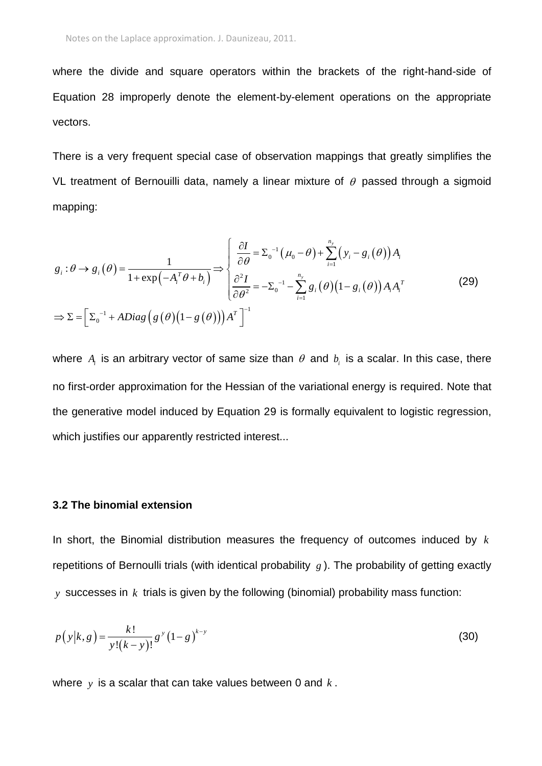where the divide and square operators within the brackets of the right-hand-side of Equation 28 improperly denote the element-by-element operations on the appropriate vectors.

There is a very frequent special case of observation mappings that greatly simplifies the VL treatment of Bernouilli data, namely a linear mixture of $\theta$ passed through a sigmoid mapping:

$$
\begin{aligned}
& g_i : \theta \to g_i\left(\theta\right) = \frac{1}{1+\exp\left(-A_i^T\theta + b_i\right)} \Rightarrow \begin{cases} \dfrac{\partial I}{\partial \theta} = \Sigma_0^{-1}\left(\mu_0 - \theta\right) + \displaystyle\sum_{i=1}^{n_y}\left(y_i - g_i\left(\theta\right)\right)A_i \\ \dfrac{\partial^2 I}{\partial \theta^2} = -\Sigma_0^{-1} - \displaystyle\sum_{i=1}^{n_y} g_i\left(\theta\right)\left(1-g_i\left(\theta\right)\right)A_iA_i^T \end{cases} \\
& \Rightarrow \Sigma = \left[\Sigma_0^{-1} + ADiag\left(g\left(\theta\right)\left(1-g\left(\theta\right)\right)\right)A^T\right]^{-1}
\end{aligned}
\tag{29}
$$

where $A_i$ is an arbitrary vector of same size than $\theta$ and $b_i$ is a scalar. In this case, there no first-order approximation for the Hessian of the variational energy is required. Note that the generative model induced by Equation 29 is formally equivalent to logistic regression, which justifies our apparently restricted interest...

### 3.2 The binomial extension

In short, the Binomial distribution measures the frequency of outcomes induced by $k$ repetitions of Bernoulli trials (with identical probability $g$). The probability of getting exactly $y$ successes in $k$ trials is given by the following (binomial) probability mass function:

$$
p\left(y\middle|k,g\right) = \frac{k!}{y!\left(k-y\right)!}g^y\left(1-g\right)^{k-y} \tag{30}
$$

where $y$ is a scalar that can take values between 0 and $k$.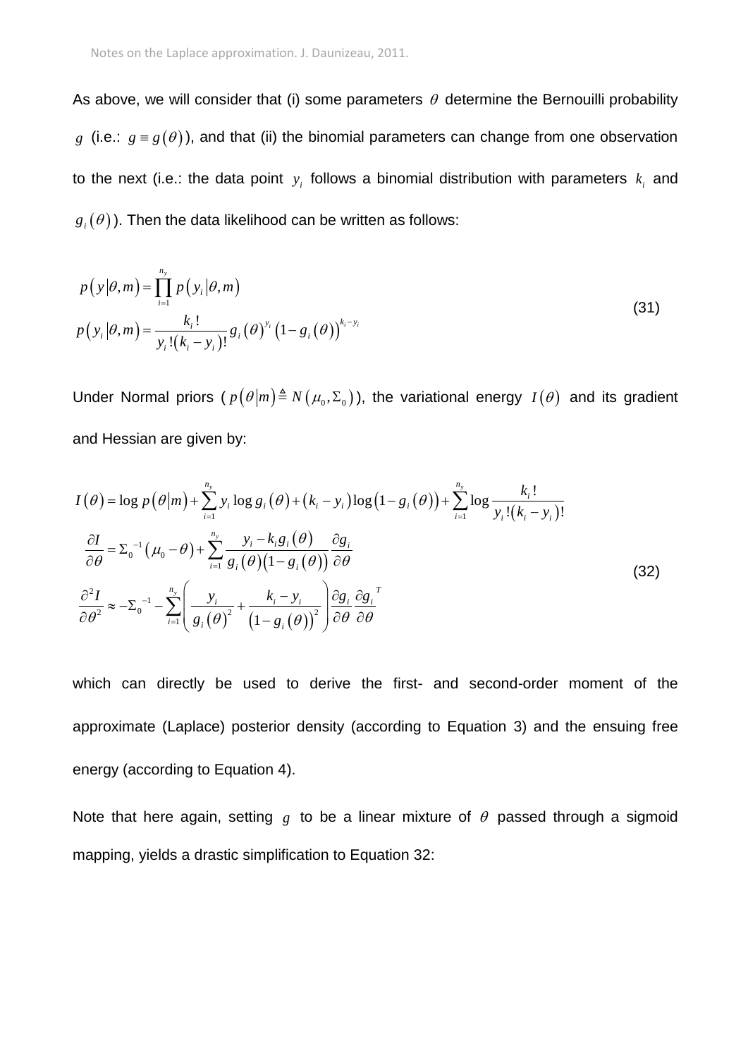As above, we will consider that (i) some parameters $\theta$ determine the Bernouilli probability $g$ (i.e.: $g \equiv g(\theta)$), and that (ii) the binomial parameters can change from one observation to the next (i.e.: the data point $y_i$ follows a binomial distribution with parameters $k_i$ and $g_i(\theta)$). Then the data likelihood can be written as follows:

$$
\begin{aligned}
p(y|\theta,m) &= \prod_{i=1}^{n_y} p(y_i|\theta,m) \\
p(y_i|\theta,m) &= \frac{k_i!}{y_i!(k_i - y_i)!} g_i(\theta)^{y_i} \left(1 - g_i(\theta)\right)^{k_i - y_i}
\end{aligned}
\tag{31}
$$

Under Normal priors ($p(\theta|m) \triangleq N(\mu_0, \Sigma_0)$), the variational energy $I(\theta)$ and its gradient and Hessian are given by:

$$
\begin{aligned}
I(\theta) &= \log p(\theta|m) + \sum_{i=1}^{n_y} y_i \log g_i(\theta) + (k_i - y_i)\log\left(1 - g_i(\theta)\right) + \sum_{i=1}^{n_y} \log \frac{k_i!}{y_i!(k_i - y_i)!} \\
\frac{\partial I}{\partial \theta} &= \Sigma_0^{-1}(\mu_0 - \theta) + \sum_{i=1}^{n_y} \frac{y_i - k_i g_i(\theta)}{g_i(\theta)\left(1 - g_i(\theta)\right)} \frac{\partial g_i}{\partial \theta} \\
\frac{\partial^2 I}{\partial \theta^2} &\approx -\Sigma_0^{-1} - \sum_{i=1}^{n_y} \left( \frac{y_i}{g_i(\theta)^2} + \frac{k_i - y_i}{\left(1 - g_i(\theta)\right)^2} \right) \frac{\partial g_i}{\partial \theta} \frac{\partial g_i}{\partial \theta}^T
\end{aligned}
\tag{32}
$$

which can directly be used to derive the first- and second-order moment of the approximate (Laplace) posterior density (according to Equation 3) and the ensuing free energy (according to Equation 4).

Note that here again, setting $g$ to be a linear mixture of $\theta$ passed through a sigmoid mapping, yields a drastic simplification to Equation 32: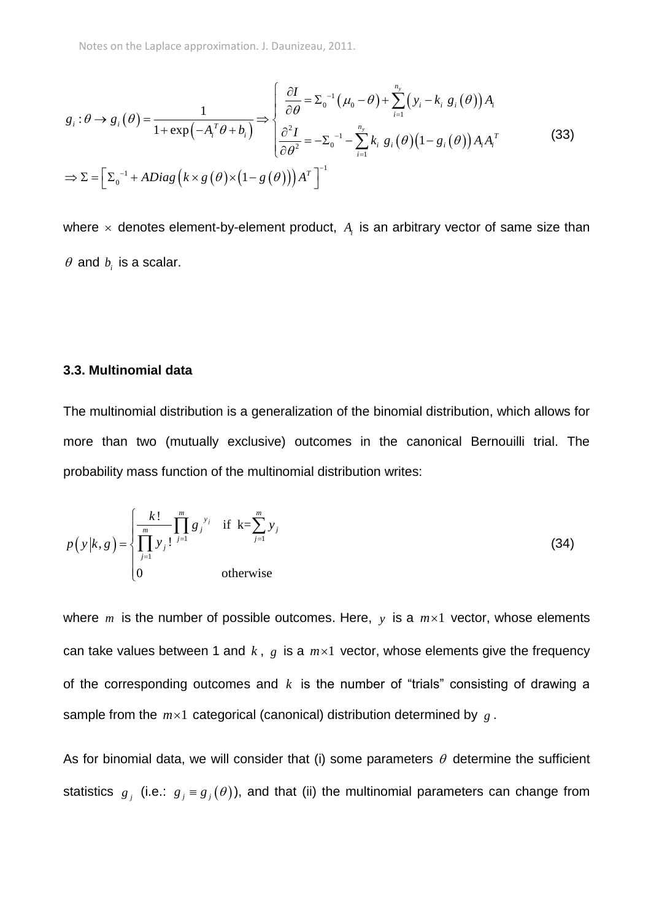$$g_i : \theta \to g_i(\theta) = \frac{1}{1+\exp\left(-A_i^T\theta + b_i\right)} \Rightarrow \begin{cases} \dfrac{\partial I}{\partial \theta} = \Sigma_0^{-1}\left(\mu_0 - \theta\right) + \displaystyle\sum_{i=1}^{n_y}\left(y_i - k_i\; g_i(\theta)\right) A_i \\ \dfrac{\partial^2 I}{\partial \theta^2} = -\Sigma_0^{-1} - \displaystyle\sum_{i=1}^{n_y} k_i\; g_i(\theta)\left(1 - g_i(\theta)\right) A_i A_i^T \end{cases} \tag{33}$$

$$\Rightarrow \Sigma = \left[\Sigma_0^{-1} + ADiag\left(k \times g(\theta) \times \left(1 - g(\theta)\right)\right) A^T\right]^{-1}$$

where $\times$ denotes element-by-element product, $A_i$ is an arbitrary vector of same size than $\theta$ and $b_i$ is a scalar.

### 3.3. Multinomial data

The multinomial distribution is a generalization of the binomial distribution, which allows for more than two (mutually exclusive) outcomes in the canonical Bernouilli trial. The probability mass function of the multinomial distribution writes:

$$p\left(y \middle| k, g\right) = \begin{cases} \dfrac{k!}{\prod_{j=1}^{m} y_j!} \displaystyle\prod_{j=1}^{m} g_j^{\;y_j} & \text{if } k = \displaystyle\sum_{j=1}^{m} y_j \\ 0 & \text{otherwise} \end{cases} \tag{34}$$

where $m$ is the number of possible outcomes. Here, $y$ is a $m \times 1$ vector, whose elements can take values between 1 and $k$, $g$ is a $m \times 1$ vector, whose elements give the frequency of the corresponding outcomes and $k$ is the number of "trials" consisting of drawing a sample from the $m \times 1$ categorical (canonical) distribution determined by $g$.

As for binomial data, we will consider that (i) some parameters $\theta$ determine the sufficient statistics $g_j$ (i.e.: $g_j \equiv g_j(\theta)$), and that (ii) the multinomial parameters can change from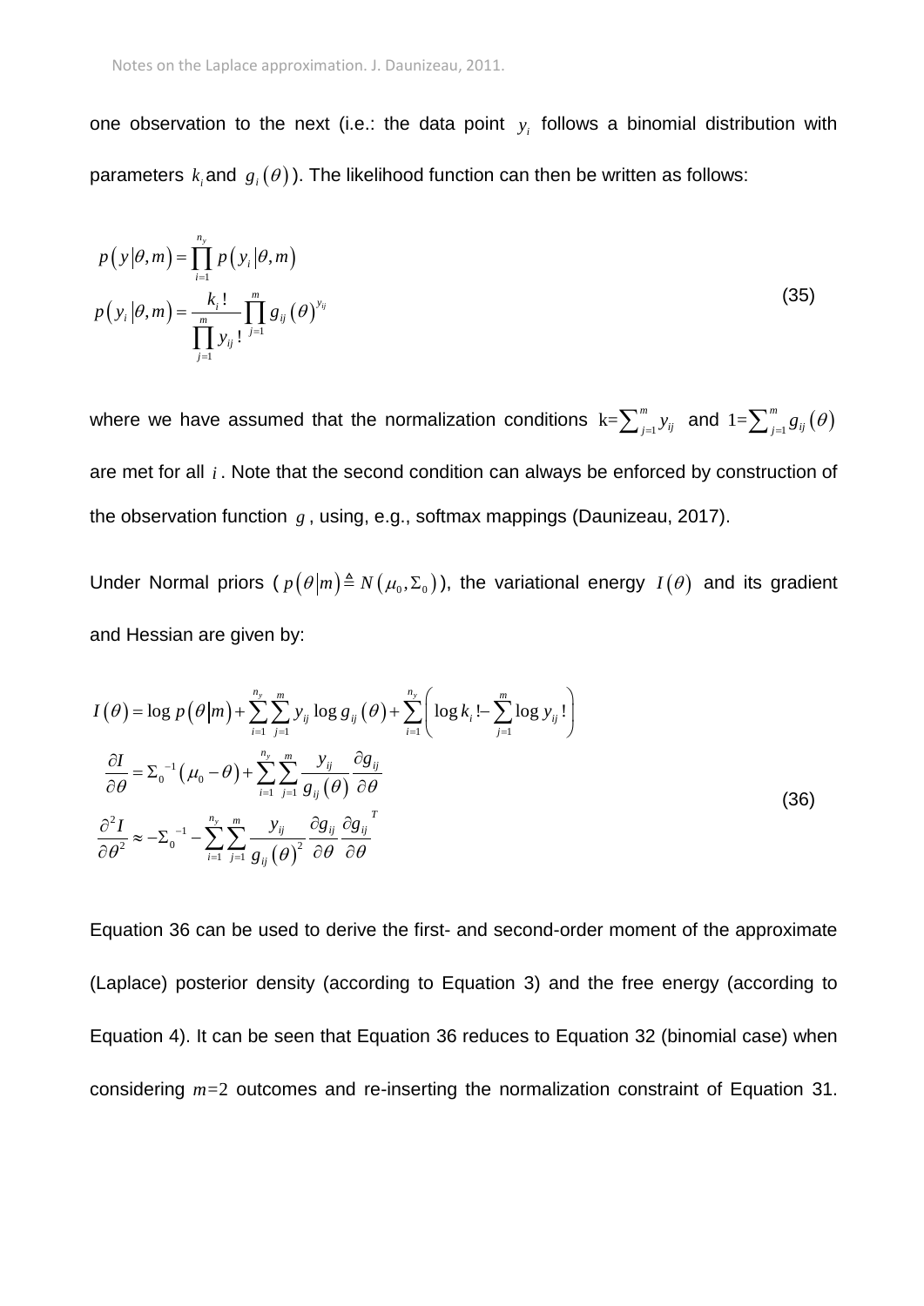one observation to the next (i.e.: the data point $y_i$ follows a binomial distribution with parameters $k_i$ and $g_i(\theta)$). The likelihood function can then be written as follows:

$$
\begin{aligned}
p(y|\theta,m) &= \prod_{i=1}^{n_y} p(y_i|\theta,m) \\
p(y_i|\theta,m) &= \frac{k_i!}{\prod_{j=1}^{m} y_{ij}!} \prod_{j=1}^{m} g_{ij}(\theta)^{y_{ij}}
\end{aligned}
\tag{35}
$$

where we have assumed that the normalization conditions $\mathrm{k}=\sum_{j=1}^{m} y_{ij}$ and $1=\sum_{j=1}^{m} g_{ij}(\theta)$ are met for all $i$. Note that the second condition can always be enforced by construction of the observation function $g$, using, e.g., softmax mappings (Daunizeau, 2017).

Under Normal priors ($p(\theta|m) \triangleq N(\mu_0, \Sigma_0)$), the variational energy $I(\theta)$ and its gradient and Hessian are given by:

$$
\begin{aligned}
I(\theta) &= \log p(\theta|m) + \sum_{i=1}^{n_y}\sum_{j=1}^{m} y_{ij} \log g_{ij}(\theta) + \sum_{i=1}^{n_y}\left(\log k_i! - \sum_{j=1}^{m} \log y_{ij}!\right) \\
\frac{\partial I}{\partial \theta} &= \Sigma_0^{-1}(\mu_0 - \theta) + \sum_{i=1}^{n_y}\sum_{j=1}^{m} \frac{y_{ij}}{g_{ij}(\theta)} \frac{\partial g_{ij}}{\partial \theta} \\
\frac{\partial^2 I}{\partial \theta^2} &\approx -\Sigma_0^{-1} - \sum_{i=1}^{n_y}\sum_{j=1}^{m} \frac{y_{ij}}{g_{ij}(\theta)^2} \frac{\partial g_{ij}}{\partial \theta} \frac{\partial g_{ij}}{\partial \theta}^T
\end{aligned}
\tag{36}
$$

Equation 36 can be used to derive the first- and second-order moment of the approximate (Laplace) posterior density (according to Equation 3) and the free energy (according to Equation 4). It can be seen that Equation 36 reduces to Equation 32 (binomial case) when considering $m=2$ outcomes and re-inserting the normalization constraint of Equation 31.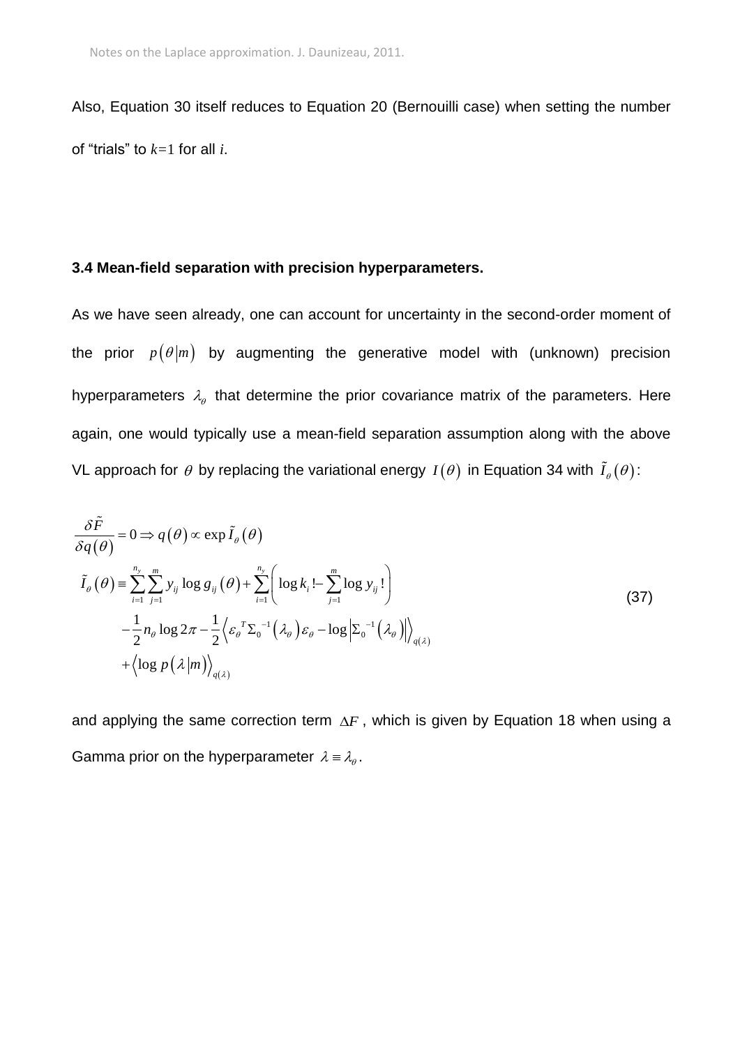Also, Equation 30 itself reduces to Equation 20 (Bernouilli case) when setting the number of "trials" to $k=1$ for all $i$.

### 3.4 Mean-field separation with precision hyperparameters.

As we have seen already, one can account for uncertainty in the second-order moment of the prior $p(\theta|m)$ by augmenting the generative model with (unknown) precision hyperparameters $\lambda_\theta$ that determine the prior covariance matrix of the parameters. Here again, one would typically use a mean-field separation assumption along with the above VL approach for $\theta$ by replacing the variational energy $I(\theta)$ in Equation 34 with $\tilde{I}_\theta(\theta)$:

$$
\begin{aligned}
&\frac{\delta \tilde{F}}{\delta q(\theta)} = 0 \Rightarrow q(\theta) \propto \exp \tilde{I}_\theta(\theta) \\
&\tilde{I}_\theta(\theta) \equiv \sum_{i=1}^{n_y} \sum_{j=1}^{m} y_{ij} \log g_{ij}(\theta) + \sum_{i=1}^{n_y} \left( \log k_i ! - \sum_{j=1}^{m} \log y_{ij} ! \right) \\
&\qquad - \frac{1}{2} n_\theta \log 2\pi - \frac{1}{2} \left\langle \varepsilon_\theta^{\,T} \Sigma_0^{-1}(\lambda_\theta) \varepsilon_\theta - \log \left| \Sigma_0^{-1}(\lambda_\theta) \right| \right\rangle_{q(\lambda)} \\
&\qquad + \left\langle \log p(\lambda|m) \right\rangle_{q(\lambda)}
\end{aligned}
\tag{37}
$$

and applying the same correction term $\Delta F$ , which is given by Equation 18 when using a Gamma prior on the hyperparameter $\lambda \equiv \lambda_\theta$.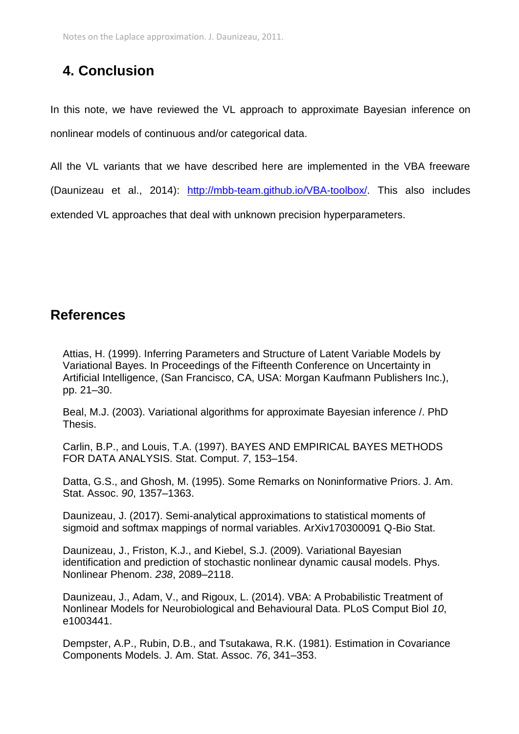## 4. Conclusion

In this note, we have reviewed the VL approach to approximate Bayesian inference on nonlinear models of continuous and/or categorical data.

All the VL variants that we have described here are implemented in the VBA freeware (Daunizeau et al., 2014): http://mbb-team.github.io/VBA-toolbox/. This also includes extended VL approaches that deal with unknown precision hyperparameters.

## References

Attias, H. (1999). Inferring Parameters and Structure of Latent Variable Models by Variational Bayes. In Proceedings of the Fifteenth Conference on Uncertainty in Artificial Intelligence, (San Francisco, CA, USA: Morgan Kaufmann Publishers Inc.), pp. 21–30.

Beal, M.J. (2003). Variational algorithms for approximate Bayesian inference /. PhD Thesis.

Carlin, B.P., and Louis, T.A. (1997). BAYES AND EMPIRICAL BAYES METHODS FOR DATA ANALYSIS. Stat. Comput. *7*, 153–154.

Datta, G.S., and Ghosh, M. (1995). Some Remarks on Noninformative Priors. J. Am. Stat. Assoc. *90*, 1357–1363.

Daunizeau, J. (2017). Semi-analytical approximations to statistical moments of sigmoid and softmax mappings of normal variables. ArXiv170300091 Q-Bio Stat.

Daunizeau, J., Friston, K.J., and Kiebel, S.J. (2009). Variational Bayesian identification and prediction of stochastic nonlinear dynamic causal models. Phys. Nonlinear Phenom. *238*, 2089–2118.

Daunizeau, J., Adam, V., and Rigoux, L. (2014). VBA: A Probabilistic Treatment of Nonlinear Models for Neurobiological and Behavioural Data. PLoS Comput Biol *10*, e1003441.

Dempster, A.P., Rubin, D.B., and Tsutakawa, R.K. (1981). Estimation in Covariance Components Models. J. Am. Stat. Assoc. *76*, 341–353.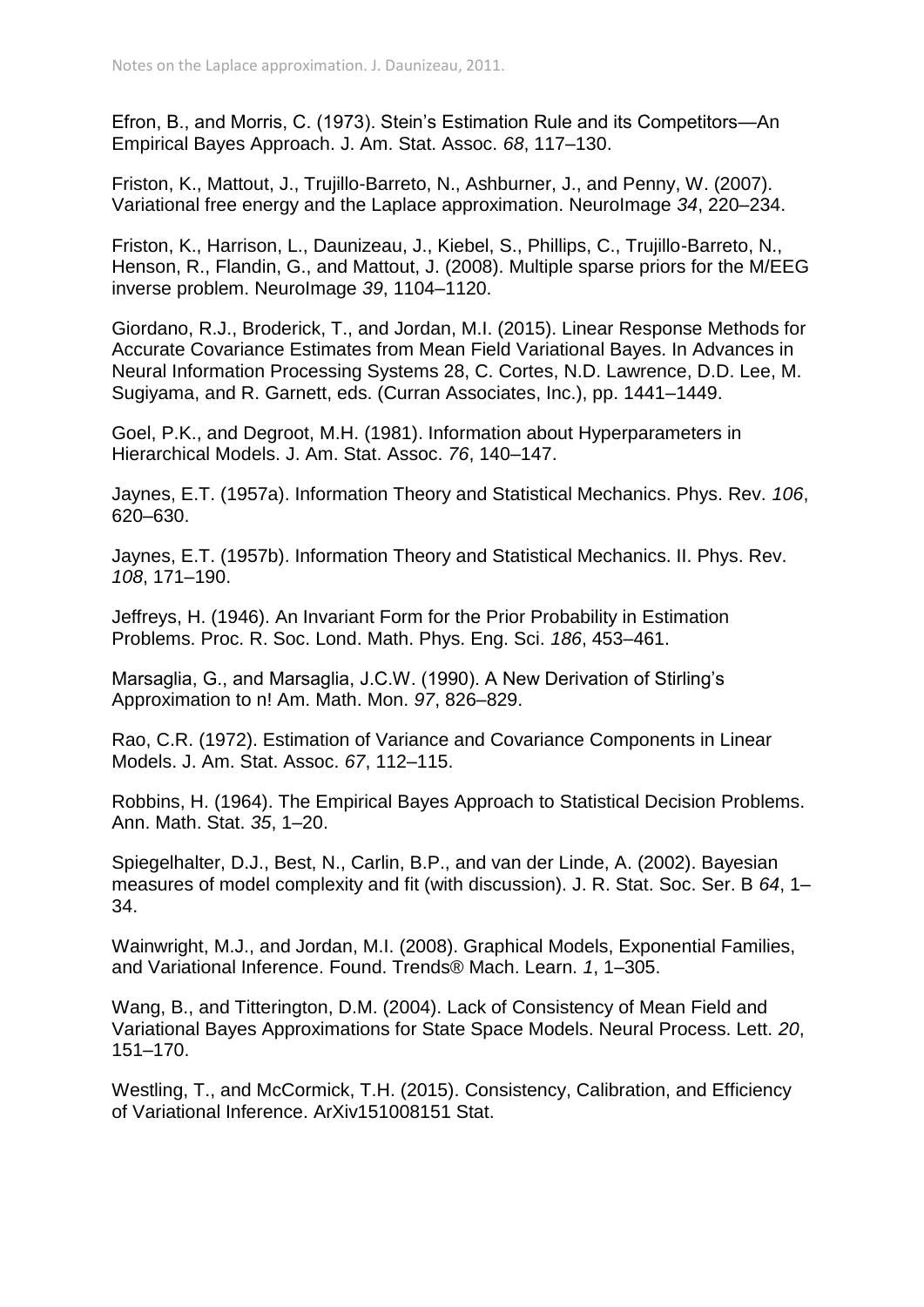Efron, B., and Morris, C. (1973). Stein's Estimation Rule and its Competitors—An Empirical Bayes Approach. J. Am. Stat. Assoc. *68*, 117–130.

Friston, K., Mattout, J., Trujillo-Barreto, N., Ashburner, J., and Penny, W. (2007). Variational free energy and the Laplace approximation. NeuroImage *34*, 220–234.

Friston, K., Harrison, L., Daunizeau, J., Kiebel, S., Phillips, C., Trujillo-Barreto, N., Henson, R., Flandin, G., and Mattout, J. (2008). Multiple sparse priors for the M/EEG inverse problem. NeuroImage *39*, 1104–1120.

Giordano, R.J., Broderick, T., and Jordan, M.I. (2015). Linear Response Methods for Accurate Covariance Estimates from Mean Field Variational Bayes. In Advances in Neural Information Processing Systems 28, C. Cortes, N.D. Lawrence, D.D. Lee, M. Sugiyama, and R. Garnett, eds. (Curran Associates, Inc.), pp. 1441–1449.

Goel, P.K., and Degroot, M.H. (1981). Information about Hyperparameters in Hierarchical Models. J. Am. Stat. Assoc. *76*, 140–147.

Jaynes, E.T. (1957a). Information Theory and Statistical Mechanics. Phys. Rev. *106*, 620–630.

Jaynes, E.T. (1957b). Information Theory and Statistical Mechanics. II. Phys. Rev. *108*, 171–190.

Jeffreys, H. (1946). An Invariant Form for the Prior Probability in Estimation Problems. Proc. R. Soc. Lond. Math. Phys. Eng. Sci. *186*, 453–461.

Marsaglia, G., and Marsaglia, J.C.W. (1990). A New Derivation of Stirling's Approximation to n! Am. Math. Mon. *97*, 826–829.

Rao, C.R. (1972). Estimation of Variance and Covariance Components in Linear Models. J. Am. Stat. Assoc. *67*, 112–115.

Robbins, H. (1964). The Empirical Bayes Approach to Statistical Decision Problems. Ann. Math. Stat. *35*, 1–20.

Spiegelhalter, D.J., Best, N., Carlin, B.P., and van der Linde, A. (2002). Bayesian measures of model complexity and fit (with discussion). J. R. Stat. Soc. Ser. B *64*, 1–34.

Wainwright, M.J., and Jordan, M.I. (2008). Graphical Models, Exponential Families, and Variational Inference. Found. Trends® Mach. Learn. *1*, 1–305.

Wang, B., and Titterington, D.M. (2004). Lack of Consistency of Mean Field and Variational Bayes Approximations for State Space Models. Neural Process. Lett. *20*, 151–170.

Westling, T., and McCormick, T.H. (2015). Consistency, Calibration, and Efficiency of Variational Inference. ArXiv151008151 Stat.